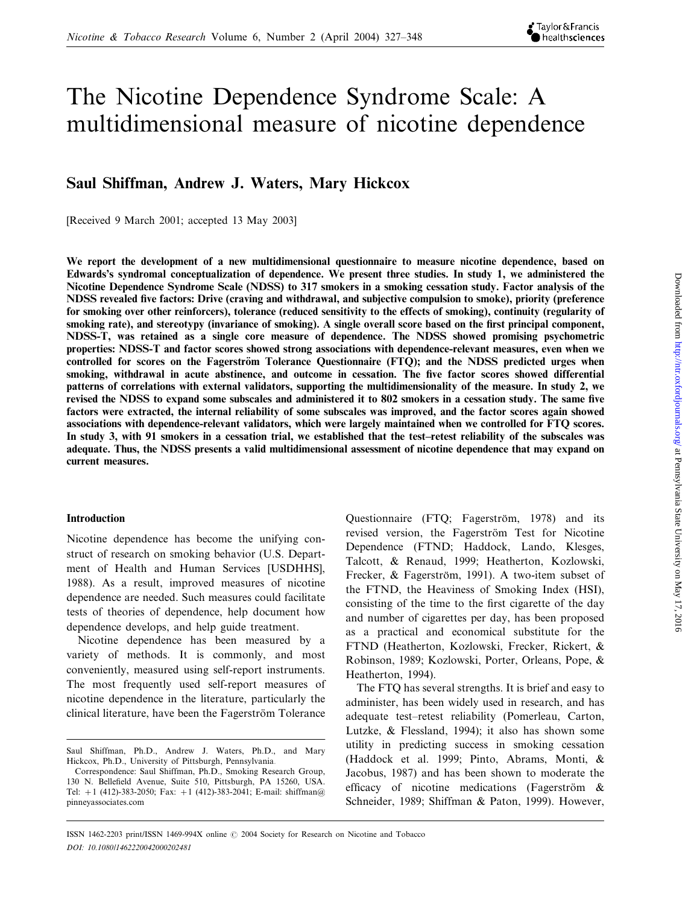# The Nicotine Dependence Syndrome Scale: A multidimensional measure of nicotine dependence

## Saul Shiffman, Andrew J. Waters, Mary Hickcox

[Received 9 March 2001; accepted 13 May 2003]

**We report the development of a new multidimensional questionnaire to measure nicotine dependence, based on Edwards's syndromal conceptualization of dependence. We present three studies. In study 1, we administered the Nicotine Dependence Syndrome Scale (NDSS) to 317 smokers in a smoking cessation study. Factor analysis of the NDSS revealed five factors: Drive (craving and withdrawal, and subjective compulsion to smoke), priority (preference for smoking over other reinforcers), tolerance (reduced sensitivity to the effects of smoking), continuity (regularity of smoking rate), and stereotypy (invariance of smoking). A single overall score based on the first principal component, NDSS-T, was retained as a single core measure of dependence. The NDSS showed promising psychometric properties: NDSS-T and factor scores showed strong associations with dependence-relevant measures, even when we controlled for scores on the Fagerström Tolerance Questionnaire (FTQ); and the NDSS predicted urges when smoking, withdrawal in acute abstinence, and outcome in cessation. The five factor scores showed differential patterns of correlations with external validators, supporting the multidimensionality of the measure. In study 2, we revised the NDSS to expand some subscales and administered it to 802 smokers in a cessation study. The same five factors were extracted, the internal reliability of some subscales was improved, and the factor scores again showed associations with dependence-relevant validators, which were largely maintained when we controlled for FTQ scores. In study 3, with 91 smokers in a cessation trial, we established that the test–retest reliability of the subscales was adequate. Thus, the NDSS presents a valid multidimensional assessment of nicotine dependence that may expand on current measures.**

### Introduction

Nicotine dependence has become the unifying construct of research on smoking behavior (U.S. Department of Health and Human Services [USDHHS], 1988). As a result, improved measures of nicotine dependence are needed. Such measures could facilitate tests of theories of dependence, help document how dependence develops, and help guide treatment.

Nicotine dependence has been measured by a variety of methods. It is commonly, and most conveniently, measured using self-report instruments. The most frequently used self-report measures of nicotine dependence in the literature, particularly the clinical literature, have been the Fagerström Tolerance Questionnaire (FTQ; Fagerström, 1978) and its revised version, the Fagerström Test for Nicotine Dependence (FTND; Haddock, Lando, Klesges, Talcott, & Renaud, 1999; Heatherton, Kozlowski, Frecker, & Fagerström, 1991). A two-item subset of the FTND, the Heaviness of Smoking Index (HSI), consisting of the time to the first cigarette of the day and number of cigarettes per day, has been proposed as a practical and economical substitute for the FTND (Heatherton, Kozlowski, Frecker, Rickert, & Robinson, 1989; Kozlowski, Porter, Orleans, Pope, & Heatherton, 1994).

The FTQ has several strengths. It is brief and easy to administer, has been widely used in research, and has adequate test–retest reliability (Pomerleau, Carton, Lutzke, & Flessland, 1994); it also has shown some utility in predicting success in smoking cessation (Haddock et al. 1999; Pinto, Abrams, Monti, & Jacobus, 1987) and has been shown to moderate the efficacy of nicotine medications (Fagerström & Schneider, 1989; Shiffman & Paton, 1999). However,

Saul Shiffman, Ph.D., Andrew J. Waters, Ph.D., and Mary Hickcox, Ph.D., University of Pittsburgh, Pennsylvania.

Correspondence: Saul Shiffman, Ph.D., Smoking Research Group, 130 N. Bellefield Avenue, Suite 510, Pittsburgh, PA 15260, USA. Tel: +1 (412)-383-2050; Fax: +1 (412)-383-2041; E-mail: shiffman@pinneyassociates.com

ISSN 1462-2203 print/ISSN 1469-994X online © 2004 Society for Research on Nicotine and Tobacco
DOI: 10.1080/1462220042000202481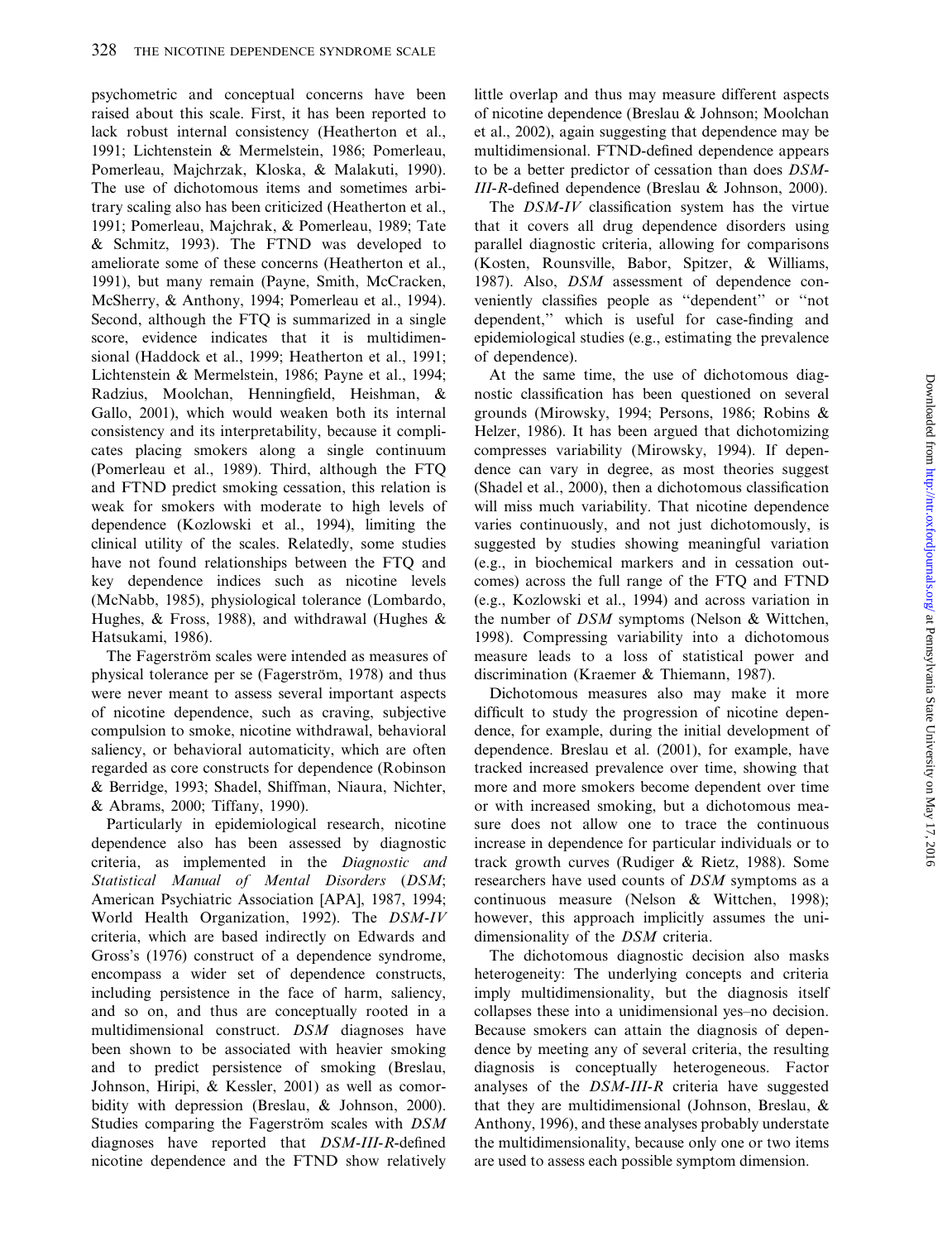psychometric and conceptual concerns have been raised about this scale. First, it has been reported to lack robust internal consistency (Heatherton et al., 1991; Lichtenstein & Mermelstein, 1986; Pomerleau, Pomerleau, Majchrzak, Kloska, & Malakuti, 1990). The use of dichotomous items and sometimes arbitrary scaling also has been criticized (Heatherton et al., 1991; Pomerleau, Majchrak, & Pomerleau, 1989; Tate & Schmitz, 1993). The FTND was developed to ameliorate some of these concerns (Heatherton et al., 1991), but many remain (Payne, Smith, McCracken, McSherry, & Anthony, 1994; Pomerleau et al., 1994). Second, although the FTQ is summarized in a single score, evidence indicates that it is multidimensional (Haddock et al., 1999; Heatherton et al., 1991; Lichtenstein & Mermelstein, 1986; Payne et al., 1994; Radzius, Moolchan, Henningfield, Heishman, & Gallo, 2001), which would weaken both its internal consistency and its interpretability, because it complicates placing smokers along a single continuum (Pomerleau et al., 1989). Third, although the FTQ and FTND predict smoking cessation, this relation is weak for smokers with moderate to high levels of dependence (Kozlowski et al., 1994), limiting the clinical utility of the scales. Relatedly, some studies have not found relationships between the FTQ and key dependence indices such as nicotine levels (McNabb, 1985), physiological tolerance (Lombardo, Hughes, & Fross, 1988), and withdrawal (Hughes & Hatsukami, 1986).

The Fagerström scales were intended as measures of physical tolerance per se (Fagerström, 1978) and thus were never meant to assess several important aspects of nicotine dependence, such as craving, subjective compulsion to smoke, nicotine withdrawal, behavioral saliency, or behavioral automaticity, which are often regarded as core constructs for dependence (Robinson & Berridge, 1993; Shadel, Shiffman, Niaura, Nichter, & Abrams, 2000; Tiffany, 1990).

Particularly in epidemiological research, nicotine dependence also has been assessed by diagnostic criteria, as implemented in the *Diagnostic and Statistical Manual of Mental Disorders* (*DSM*; American Psychiatric Association [APA], 1987, 1994; World Health Organization, 1992). The *DSM-IV* criteria, which are based indirectly on Edwards and Gross's (1976) construct of a dependence syndrome, encompass a wider set of dependence constructs, including persistence in the face of harm, saliency, and so on, and thus are conceptually rooted in a multidimensional construct. *DSM* diagnoses have been shown to be associated with heavier smoking and to predict persistence of smoking (Breslau, Johnson, Hiripi, & Kessler, 2001) as well as comorbidity with depression (Breslau, & Johnson, 2000). Studies comparing the Fagerström scales with *DSM* diagnoses have reported that *DSM-III-R*-defined nicotine dependence and the FTND show relatively little overlap and thus may measure different aspects of nicotine dependence (Breslau & Johnson; Moolchan et al., 2002), again suggesting that dependence may be multidimensional. FTND-defined dependence appears to be a better predictor of cessation than does *DSM-III-R*-defined dependence (Breslau & Johnson, 2000).

The *DSM-IV* classification system has the virtue that it covers all drug dependence disorders using parallel diagnostic criteria, allowing for comparisons (Kosten, Rounsville, Babor, Spitzer, & Williams, 1987). Also, *DSM* assessment of dependence conveniently classifies people as "dependent" or "not dependent," which is useful for case-finding and epidemiological studies (e.g., estimating the prevalence of dependence).

At the same time, the use of dichotomous diagnostic classification has been questioned on several grounds (Mirowsky, 1994; Persons, 1986; Robins & Helzer, 1986). It has been argued that dichotomizing compresses variability (Mirowsky, 1994). If dependence can vary in degree, as most theories suggest (Shadel et al., 2000), then a dichotomous classification will miss much variability. That nicotine dependence varies continuously, and not just dichotomously, is suggested by studies showing meaningful variation (e.g., in biochemical markers and in cessation outcomes) across the full range of the FTQ and FTND (e.g., Kozlowski et al., 1994) and across variation in the number of *DSM* symptoms (Nelson & Wittchen, 1998). Compressing variability into a dichotomous measure leads to a loss of statistical power and discrimination (Kraemer & Thiemann, 1987).

Dichotomous measures also may make it more difficult to study the progression of nicotine dependence, for example, during the initial development of dependence. Breslau et al. (2001), for example, have tracked increased prevalence over time, showing that more and more smokers become dependent over time or with increased smoking, but a dichotomous measure does not allow one to trace the continuous increase in dependence for particular individuals or to track growth curves (Rudiger & Rietz, 1988). Some researchers have used counts of *DSM* symptoms as a continuous measure (Nelson & Wittchen, 1998); however, this approach implicitly assumes the unidimensionality of the *DSM* criteria.

The dichotomous diagnostic decision also masks heterogeneity: The underlying concepts and criteria imply multidimensionality, but the diagnosis itself collapses these into a unidimensional yes–no decision. Because smokers can attain the diagnosis of dependence by meeting any of several criteria, the resulting diagnosis is conceptually heterogeneous. Factor analyses of the *DSM-III-R* criteria have suggested that they are multidimensional (Johnson, Breslau, & Anthony, 1996), and these analyses probably understate the multidimensionality, because only one or two items are used to assess each possible symptom dimension.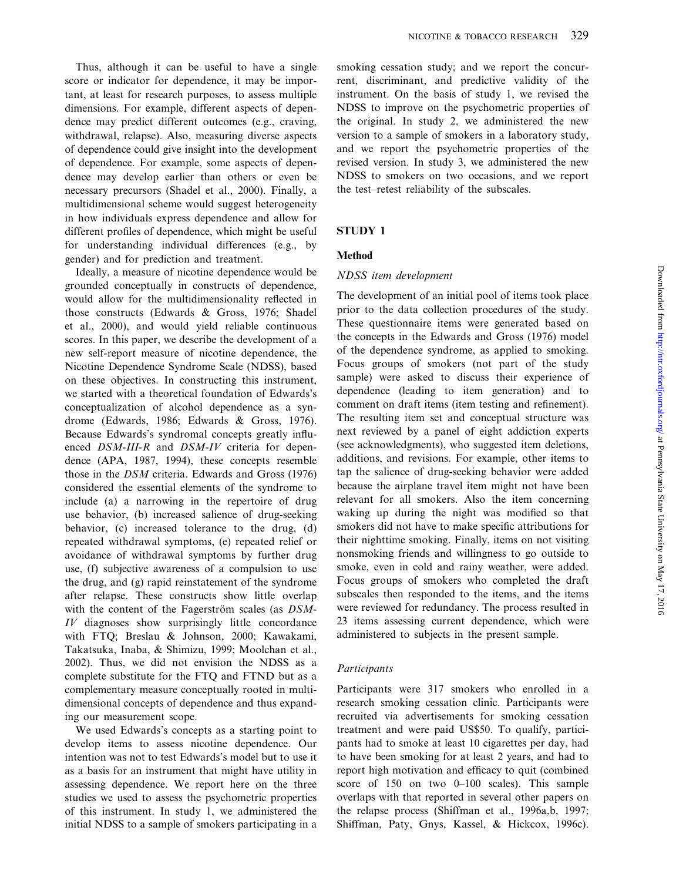Thus, although it can be useful to have a single score or indicator for dependence, it may be important, at least for research purposes, to assess multiple dimensions. For example, different aspects of dependence may predict different outcomes (e.g., craving, withdrawal, relapse). Also, measuring diverse aspects of dependence could give insight into the development of dependence. For example, some aspects of dependence may develop earlier than others or even be necessary precursors (Shadel et al., 2000). Finally, a multidimensional scheme would suggest heterogeneity in how individuals express dependence and allow for different profiles of dependence, which might be useful for understanding individual differences (e.g., by gender) and for prediction and treatment.

Ideally, a measure of nicotine dependence would be grounded conceptually in constructs of dependence, would allow for the multidimensionality reflected in those constructs (Edwards & Gross, 1976; Shadel et al., 2000), and would yield reliable continuous scores. In this paper, we describe the development of a new self-report measure of nicotine dependence, the Nicotine Dependence Syndrome Scale (NDSS), based on these objectives. In constructing this instrument, we started with a theoretical foundation of Edwards's conceptualization of alcohol dependence as a syndrome (Edwards, 1986; Edwards & Gross, 1976). Because Edwards's syndromal concepts greatly influenced *DSM-III-R* and *DSM-IV* criteria for dependence (APA, 1987, 1994), these concepts resemble those in the *DSM* criteria. Edwards and Gross (1976) considered the essential elements of the syndrome to include (a) a narrowing in the repertoire of drug use behavior, (b) increased salience of drug-seeking behavior, (c) increased tolerance to the drug, (d) repeated withdrawal symptoms, (e) repeated relief or avoidance of withdrawal symptoms by further drug use, (f) subjective awareness of a compulsion to use the drug, and (g) rapid reinstatement of the syndrome after relapse. These constructs show little overlap with the content of the Fagerström scales (as *DSM-IV* diagnoses show surprisingly little concordance with FTQ; Breslau & Johnson, 2000; Kawakami, Takatsuka, Inaba, & Shimizu, 1999; Moolchan et al., 2002). Thus, we did not envision the NDSS as a complete substitute for the FTQ and FTND but as a complementary measure conceptually rooted in multidimensional concepts of dependence and thus expanding our measurement scope.

We used Edwards's concepts as a starting point to develop items to assess nicotine dependence. Our intention was not to test Edwards's model but to use it as a basis for an instrument that might have utility in assessing dependence. We report here on the three studies we used to assess the psychometric properties of this instrument. In study 1, we administered the initial NDSS to a sample of smokers participating in a smoking cessation study; and we report the concurrent, discriminant, and predictive validity of the instrument. On the basis of study 1, we revised the NDSS to improve on the psychometric properties of the original. In study 2, we administered the new version to a sample of smokers in a laboratory study, and we report the psychometric properties of the revised version. In study 3, we administered the new NDSS to smokers on two occasions, and we report the test–retest reliability of the subscales.

## STUDY 1

### Method

#### *NDSS item development*

The development of an initial pool of items took place prior to the data collection procedures of the study. These questionnaire items were generated based on the concepts in the Edwards and Gross (1976) model of the dependence syndrome, as applied to smoking. Focus groups of smokers (not part of the study sample) were asked to discuss their experience of dependence (leading to item generation) and to comment on draft items (item testing and refinement). The resulting item set and conceptual structure was next reviewed by a panel of eight addiction experts (see acknowledgments), who suggested item deletions, additions, and revisions. For example, other items to tap the salience of drug-seeking behavior were added because the airplane travel item might not have been relevant for all smokers. Also the item concerning waking up during the night was modified so that smokers did not have to make specific attributions for their nighttime smoking. Finally, items on not visiting nonsmoking friends and willingness to go outside to smoke, even in cold and rainy weather, were added. Focus groups of smokers who completed the draft subscales then responded to the items, and the items were reviewed for redundancy. The process resulted in 23 items assessing current dependence, which were administered to subjects in the present sample.

#### *Participants*

Participants were 317 smokers who enrolled in a research smoking cessation clinic. Participants were recruited via advertisements for smoking cessation treatment and were paid US$50. To qualify, participants had to smoke at least 10 cigarettes per day, had to have been smoking for at least 2 years, and had to report high motivation and efficacy to quit (combined score of 150 on two 0–100 scales). This sample overlaps with that reported in several other papers on the relapse process (Shiffman et al., 1996a,b, 1997; Shiffman, Paty, Gnys, Kassel, & Hickcox, 1996c).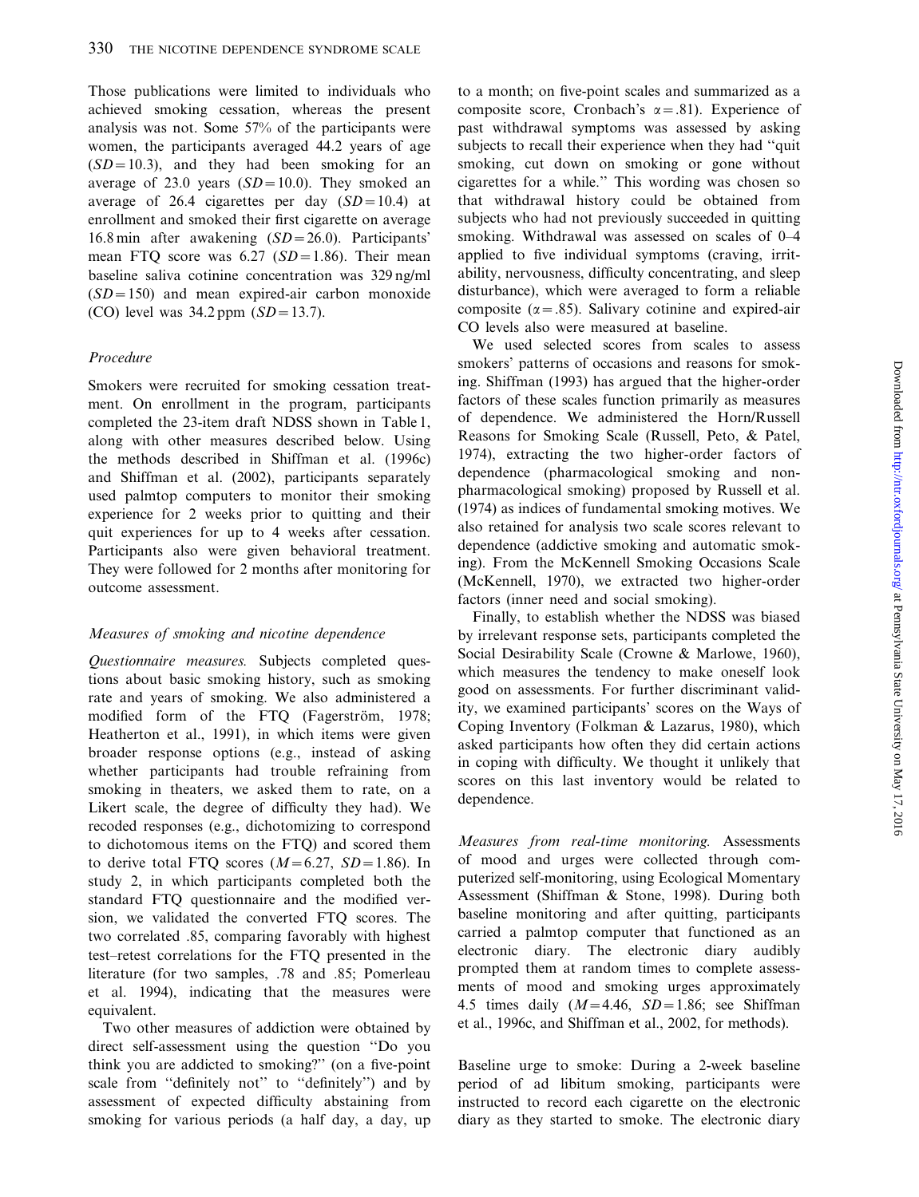Those publications were limited to individuals who achieved smoking cessation, whereas the present analysis was not. Some 57% of the participants were women, the participants averaged 44.2 years of age ($SD = 10.3$), and they had been smoking for an average of 23.0 years ($SD = 10.0$). They smoked an average of 26.4 cigarettes per day ($SD = 10.4$) at enrollment and smoked their first cigarette on average 16.8 min after awakening ($SD = 26.0$). Participants' mean FTQ score was 6.27 ($SD = 1.86$). Their mean baseline saliva cotinine concentration was 329 ng/ml ($SD = 150$) and mean expired-air carbon monoxide (CO) level was 34.2 ppm ($SD = 13.7$).

### *Procedure*

Smokers were recruited for smoking cessation treatment. On enrollment in the program, participants completed the 23-item draft NDSS shown in Table 1, along with other measures described below. Using the methods described in Shiffman et al. (1996c) and Shiffman et al. (2002), participants separately used palmtop computers to monitor their smoking experience for 2 weeks prior to quitting and their quit experiences for up to 4 weeks after cessation. Participants also were given behavioral treatment. They were followed for 2 months after monitoring for outcome assessment.

### *Measures of smoking and nicotine dependence*

*Questionnaire measures.* Subjects completed questions about basic smoking history, such as smoking rate and years of smoking. We also administered a modified form of the FTQ (Fagerström, 1978; Heatherton et al., 1991), in which items were given broader response options (e.g., instead of asking whether participants had trouble refraining from smoking in theaters, we asked them to rate, on a Likert scale, the degree of difficulty they had). We recoded responses (e.g., dichotomizing to correspond to dichotomous items on the FTQ) and scored them to derive total FTQ scores ($M = 6.27$, $SD = 1.86$). In study 2, in which participants completed both the standard FTQ questionnaire and the modified version, we validated the converted FTQ scores. The two correlated .85, comparing favorably with highest test–retest correlations for the FTQ presented in the literature (for two samples, .78 and .85; Pomerleau et al. 1994), indicating that the measures were equivalent.

Two other measures of addiction were obtained by direct self-assessment using the question "Do you think you are addicted to smoking?" (on a five-point scale from "definitely not" to "definitely") and by assessment of expected difficulty abstaining from smoking for various periods (a half day, a day, up to a month; on five-point scales and summarized as a composite score, Cronbach's $\alpha = .81$). Experience of past withdrawal symptoms was assessed by asking subjects to recall their experience when they had "quit smoking, cut down on smoking or gone without cigarettes for a while." This wording was chosen so that withdrawal history could be obtained from subjects who had not previously succeeded in quitting smoking. Withdrawal was assessed on scales of 0–4 applied to five individual symptoms (craving, irritability, nervousness, difficulty concentrating, and sleep disturbance), which were averaged to form a reliable composite ($\alpha = .85$). Salivary cotinine and expired-air CO levels also were measured at baseline.

We used selected scores from scales to assess smokers' patterns of occasions and reasons for smoking. Shiffman (1993) has argued that the higher-order factors of these scales function primarily as measures of dependence. We administered the Horn/Russell Reasons for Smoking Scale (Russell, Peto, & Patel, 1974), extracting the two higher-order factors of dependence (pharmacological smoking and nonpharmacological smoking) proposed by Russell et al. (1974) as indices of fundamental smoking motives. We also retained for analysis two scale scores relevant to dependence (addictive smoking and automatic smoking). From the McKennell Smoking Occasions Scale (McKennell, 1970), we extracted two higher-order factors (inner need and social smoking).

Finally, to establish whether the NDSS was biased by irrelevant response sets, participants completed the Social Desirability Scale (Crowne & Marlowe, 1960), which measures the tendency to make oneself look good on assessments. For further discriminant validity, we examined participants' scores on the Ways of Coping Inventory (Folkman & Lazarus, 1980), which asked participants how often they did certain actions in coping with difficulty. We thought it unlikely that scores on this last inventory would be related to dependence.

*Measures from real-time monitoring.* Assessments of mood and urges were collected through computerized self-monitoring, using Ecological Momentary Assessment (Shiffman & Stone, 1998). During both baseline monitoring and after quitting, participants carried a palmtop computer that functioned as an electronic diary. The electronic diary audibly prompted them at random times to complete assessments of mood and smoking urges approximately 4.5 times daily ($M = 4.46$, $SD = 1.86$; see Shiffman et al., 1996c, and Shiffman et al., 2002, for methods).

Baseline urge to smoke: During a 2-week baseline period of ad libitum smoking, participants were instructed to record each cigarette on the electronic diary as they started to smoke. The electronic diary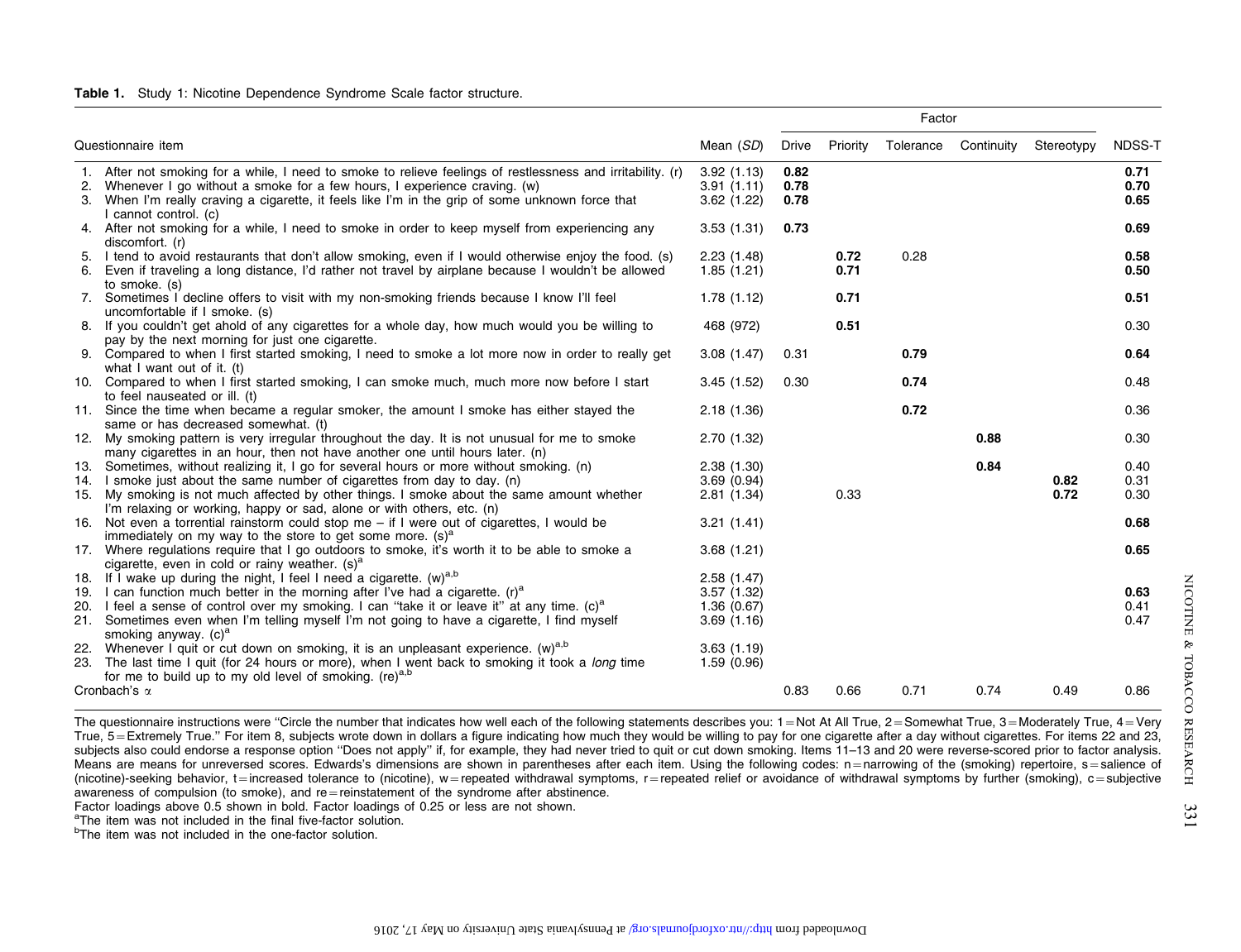**Table 1.** Study 1: Nicotine Dependence Syndrome Scale factor structure.

| Questionnaire item | Mean (*SD*) | Drive | Priority | Tolerance | Continuity | Stereotypy | NDSS-T |
|---|---|---|---|---|---|---|---|
| | | Factor | | | | | |
| 1. After not smoking for a while, I need to smoke to relieve feelings of restlessness and irritability. (r) | 3.92 (1.13) | **0.82** | | | | | **0.71** |
| 2. Whenever I go without a smoke for a few hours, I experience craving. (w) | 3.91 (1.11) | **0.78** | | | | | **0.70** |
| 3. When I'm really craving a cigarette, it feels like I'm in the grip of some unknown force that I cannot control. (c) | 3.62 (1.22) | **0.78** | | | | | **0.65** |
| 4. After not smoking for a while, I need to smoke in order to keep myself from experiencing any discomfort. (r) | 3.53 (1.31) | **0.73** | | | | | **0.69** |
| 5. I tend to avoid restaurants that don't allow smoking, even if I would otherwise enjoy the food. (s) | 2.23 (1.48) | | **0.72** | 0.28 | | | **0.58** |
| 6. Even if traveling a long distance, I'd rather not travel by airplane because I wouldn't be allowed to smoke. (s) | 1.85 (1.21) | | **0.71** | | | | **0.50** |
| 7. Sometimes I decline offers to visit with my non-smoking friends because I know I'll feel uncomfortable if I smoke. (s) | 1.78 (1.12) | | **0.71** | | | | **0.51** |
| 8. If you couldn't get ahold of any cigarettes for a whole day, how much would you be willing to pay by the next morning for just one cigarette. | 468 (972) | | **0.51** | | | | 0.30 |
| 9. Compared to when I first started smoking, I need to smoke a lot more now in order to really get what I want out of it. (t) | 3.08 (1.47) | 0.31 | | **0.79** | | | **0.64** |
| 10. Compared to when I first started smoking, I can smoke much, much more now before I start to feel nauseated or ill. (t) | 3.45 (1.52) | 0.30 | | **0.74** | | | 0.48 |
| 11. Since the time when became a regular smoker, the amount I smoke has either stayed the same or has decreased somewhat. (t) | 2.18 (1.36) | | | **0.72** | | | 0.36 |
| 12. My smoking pattern is very irregular throughout the day. It is not unusual for me to smoke many cigarettes in an hour, then not have another one until hours later. (n) | 2.70 (1.32) | | | | **0.88** | | 0.30 |
| 13. Sometimes, without realizing it, I go for several hours or more without smoking. (n) | 2.38 (1.30) | | | | **0.84** | | 0.40 |
| 14. I smoke just about the same number of cigarettes from day to day. (n) | 3.69 (0.94) | | | | | **0.82** | 0.31 |
| 15. My smoking is not much affected by other things. I smoke about the same amount whether I'm relaxing or working, happy or sad, alone or with others, etc. (n) | 2.81 (1.34) | | 0.33 | | | **0.72** | 0.30 |
| 16. Not even a torrential rainstorm could stop me – if I were out of cigarettes, I would be immediately on my way to the store to get some more. (s)[a] | 3.21 (1.41) | | | | | | **0.68** |
| 17. Where regulations require that I go outdoors to smoke, it's worth it to be able to smoke a cigarette, even in cold or rainy weather. (s)[a] | 3.68 (1.21) | | | | | | **0.65** |
| 18. If I wake up during the night, I feel I need a cigarette. (w)[a,b] | 2.58 (1.47) | | | | | | |
| 19. I can function much better in the morning after I've had a cigarette. (r)[a] | 3.57 (1.32) | | | | | | **0.63** |
| 20. I feel a sense of control over my smoking. I can "take it or leave it" at any time. (c)[a] | 1.36 (0.67) | | | | | | 0.41 |
| 21. Sometimes even when I'm telling myself I'm not going to have a cigarette, I find myself smoking anyway. (c)[a] | 3.69 (1.16) | | | | | | 0.47 |
| 22. Whenever I quit or cut down on smoking, it is an unpleasant experience. (w)[a,b] | 3.63 (1.19) | | | | | | |
| 23. The last time I quit (for 24 hours or more), when I went back to smoking it took a *long* time for me to build up to my old level of smoking. (re)[a,b] | 1.59 (0.96) | | | | | | |
| Cronbach's α | | 0.83 | 0.66 | 0.71 | 0.74 | 0.49 | 0.86 |

The questionnaire instructions were "Circle the number that indicates how well each of the following statements describes you: 1 = Not At All True, 2 = Somewhat True, 3 = Moderately True, 4 = Very True, 5 = Extremely True." For item 8, subjects wrote down in dollars a figure indicating how much they would be willing to pay for one cigarette after a day without cigarettes. For items 22 and 23, subjects also could endorse a response option "Does not apply" if, for example, they had never tried to quit or cut down smoking. Items 11–13 and 20 were reverse-scored prior to factor analysis. Means are means for unreversed scores. Edwards's dimensions are shown in parentheses after each item. Using the following codes: n = narrowing of the (smoking) repertoire, s = salience of (nicotine)-seeking behavior, t = increased tolerance to (nicotine), w = repeated withdrawal symptoms, r = repeated relief or avoidance of withdrawal symptoms by further (smoking), c = subjective awareness of compulsion (to smoke), and re = reinstatement of the syndrome after abstinence.

Factor loadings above 0.5 shown in bold. Factor loadings of 0.25 or less are not shown.

[a]The item was not included in the final five-factor solution.

[b]The item was not included in the one-factor solution.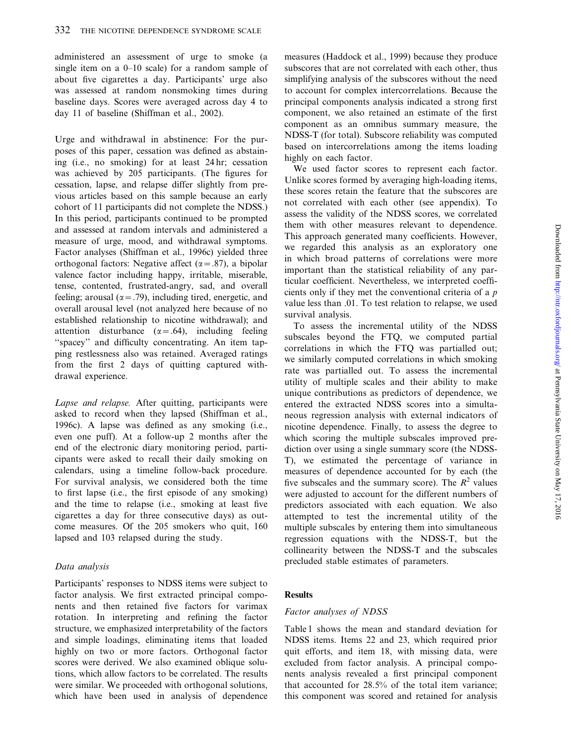administered an assessment of urge to smoke (a single item on a 0–10 scale) for a random sample of about five cigarettes a day. Participants' urge also was assessed at random nonsmoking times during baseline days. Scores were averaged across day 4 to day 11 of baseline (Shiffman et al., 2002).

Urge and withdrawal in abstinence: For the purposes of this paper, cessation was defined as abstaining (i.e., no smoking) for at least 24 hr; cessation was achieved by 205 participants. (The figures for cessation, lapse, and relapse differ slightly from previous articles based on this sample because an early cohort of 11 participants did not complete the NDSS.) In this period, participants continued to be prompted and assessed at random intervals and administered a measure of urge, mood, and withdrawal symptoms. Factor analyses (Shiffman et al., 1996c) yielded three orthogonal factors: Negative affect ($\alpha = .87$), a bipolar valence factor including happy, irritable, miserable, tense, contented, frustrated-angry, sad, and overall feeling; arousal ($\alpha = .79$), including tired, energetic, and overall arousal level (not analyzed here because of no established relationship to nicotine withdrawal); and attention disturbance ($\alpha = .64$), including feeling "spacey" and difficulty concentrating. An item tapping restlessness also was retained. Averaged ratings from the first 2 days of quitting captured withdrawal experience.

*Lapse and relapse.* After quitting, participants were asked to record when they lapsed (Shiffman et al., 1996c). A lapse was defined as any smoking (i.e., even one puff). At a follow-up 2 months after the end of the electronic diary monitoring period, participants were asked to recall their daily smoking on calendars, using a timeline follow-back procedure. For survival analysis, we considered both the time to first lapse (i.e., the first episode of any smoking) and the time to relapse (i.e., smoking at least five cigarettes a day for three consecutive days) as outcome measures. Of the 205 smokers who quit, 160 lapsed and 103 relapsed during the study.

### Data analysis

Participants' responses to NDSS items were subject to factor analysis. We first extracted principal components and then retained five factors for varimax rotation. In interpreting and refining the factor structure, we emphasized interpretability of the factors and simple loadings, eliminating items that loaded highly on two or more factors. Orthogonal factor scores were derived. We also examined oblique solutions, which allow factors to be correlated. The results were similar. We proceeded with orthogonal solutions, which have been used in analysis of dependence measures (Haddock et al., 1999) because they produce subscores that are not correlated with each other, thus simplifying analysis of the subscores without the need to account for complex intercorrelations. Because the principal components analysis indicated a strong first component, we also retained an estimate of the first component as an omnibus summary measure, the NDSS-T (for total). Subscore reliability was computed based on intercorrelations among the items loading highly on each factor.

We used factor scores to represent each factor. Unlike scores formed by averaging high-loading items, these scores retain the feature that the subscores are not correlated with each other (see appendix). To assess the validity of the NDSS scores, we correlated them with other measures relevant to dependence. This approach generated many coefficients. However, we regarded this analysis as an exploratory one in which broad patterns of correlations were more important than the statistical reliability of any particular coefficient. Nevertheless, we interpreted coefficients only if they met the conventional criteria of a $p$ value less than .01. To test relation to relapse, we used survival analysis.

To assess the incremental utility of the NDSS subscales beyond the FTQ, we computed partial correlations in which the FTQ was partialled out; we similarly computed correlations in which smoking rate was partialled out. To assess the incremental utility of multiple scales and their ability to make unique contributions as predictors of dependence, we entered the extracted NDSS scores into a simultaneous regression analysis with external indicators of nicotine dependence. Finally, to assess the degree to which scoring the multiple subscales improved prediction over using a single summary score (the NDSS-T), we estimated the percentage of variance in measures of dependence accounted for by each (the five subscales and the summary score). The $R^2$ values were adjusted to account for the different numbers of predictors associated with each equation. We also attempted to test the incremental utility of the multiple subscales by entering them into simultaneous regression equations with the NDSS-T, but the collinearity between the NDSS-T and the subscales precluded stable estimates of parameters.

## Results

### Factor analyses of NDSS

Table 1 shows the mean and standard deviation for NDSS items. Items 22 and 23, which required prior quit efforts, and item 18, with missing data, were excluded from factor analysis. A principal components analysis revealed a first principal component that accounted for 28.5% of the total item variance; this component was scored and retained for analysis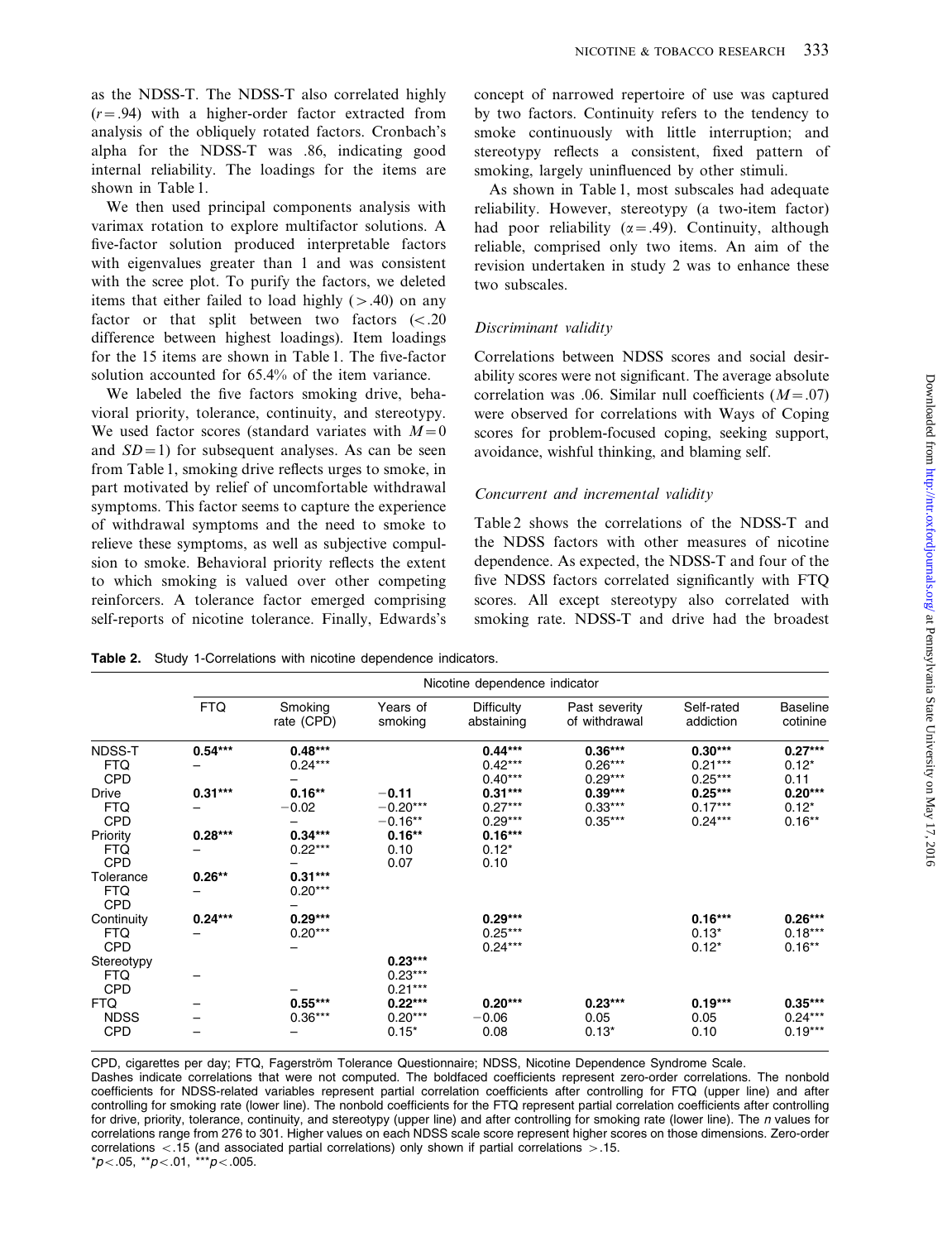as the NDSS-T. The NDSS-T also correlated highly ($r = .94$) with a higher-order factor extracted from analysis of the obliquely rotated factors. Cronbach's alpha for the NDSS-T was .86, indicating good internal reliability. The loadings for the items are shown in Table 1.

We then used principal components analysis with varimax rotation to explore multifactor solutions. A five-factor solution produced interpretable factors with eigenvalues greater than 1 and was consistent with the scree plot. To purify the factors, we deleted items that either failed to load highly ($>.40$) on any factor or that split between two factors ($<.20$ difference between highest loadings). Item loadings for the 15 items are shown in Table 1. The five-factor solution accounted for 65.4% of the item variance.

We labeled the five factors smoking drive, behavioral priority, tolerance, continuity, and stereotypy. We used factor scores (standard variates with $M = 0$ and $SD = 1$) for subsequent analyses. As can be seen from Table 1, smoking drive reflects urges to smoke, in part motivated by relief of uncomfortable withdrawal symptoms. This factor seems to capture the experience of withdrawal symptoms and the need to smoke to relieve these symptoms, as well as subjective compulsion to smoke. Behavioral priority reflects the extent to which smoking is valued over other competing reinforcers. A tolerance factor emerged comprising self-reports of nicotine tolerance. Finally, Edwards's concept of narrowed repertoire of use was captured by two factors. Continuity refers to the tendency to smoke continuously with little interruption; and stereotypy reflects a consistent, fixed pattern of smoking, largely uninfluenced by other stimuli.

As shown in Table 1, most subscales had adequate reliability. However, stereotypy (a two-item factor) had poor reliability ($\alpha = .49$). Continuity, although reliable, comprised only two items. An aim of the revision undertaken in study 2 was to enhance these two subscales.

### *Discriminant validity*

Correlations between NDSS scores and social desirability scores were not significant. The average absolute correlation was .06. Similar null coefficients ($M = .07$) were observed for correlations with Ways of Coping scores for problem-focused coping, seeking support, avoidance, wishful thinking, and blaming self.

### *Concurrent and incremental validity*

Table 2 shows the correlations of the NDSS-T and the NDSS factors with other measures of nicotine dependence. As expected, the NDSS-T and four of the five NDSS factors correlated significantly with FTQ scores. All except stereotypy also correlated with smoking rate. NDSS-T and drive had the broadest

**Table 2.** Study 1-Correlations with nicotine dependence indicators.

| | Nicotine dependence indicator | | | | | | |
|---|---|---|---|---|---|---|---|
| | FTQ | Smoking rate (CPD) | Years of smoking | Difficulty abstaining | Past severity of withdrawal | Self-rated addiction | Baseline cotinine |
| NDSS-T | **0.54*** ** | **0.48*** ** | | **0.44*** ** | **0.36*** ** | **0.30*** ** | **0.27*** ** |
| FTQ | – | 0.24*** | | 0.42*** | 0.26*** | 0.21*** | 0.12* |
| CPD | | – | | 0.40*** | 0.29*** | 0.25*** | 0.11 |
| Drive | **0.31*** ** | **0.16** ** | **−0.11** | **0.31*** ** | **0.39*** ** | **0.25*** ** | **0.20*** ** |
| FTQ | – | −0.02 | −0.20*** | 0.27*** | 0.33*** | 0.17*** | 0.12* |
| CPD | | – | −0.16** | 0.29*** | 0.35*** | 0.24*** | 0.16** |
| Priority | **0.28*** ** | **0.34*** ** | **0.16** ** | **0.16*** ** | | | |
| FTQ | – | 0.22*** | 0.10 | 0.12* | | | |
| CPD | | – | 0.07 | 0.10 | | | |
| Tolerance | **0.26** ** | **0.31*** ** | | | | | |
| FTQ | – | 0.20*** | | | | | |
| CPD | | – | | | | | |
| Continuity | **0.24*** ** | **0.29*** ** | | **0.29*** ** | | **0.16*** ** | **0.26*** ** |
| FTQ | – | 0.20*** | | 0.25*** | | 0.13* | 0.18*** |
| CPD | | – | | 0.24*** | | 0.12* | 0.16** |
| Stereotypy | | | **0.23*** ** | | | | |
| FTQ | – | | 0.23*** | | | | |
| CPD | | – | 0.21*** | | | | |
| FTQ | – | **0.55*** ** | **0.22*** ** | **0.20*** ** | **0.23*** ** | **0.19*** ** | **0.35*** ** |
| NDSS | – | 0.36*** | 0.20*** | −0.06 | 0.05 | 0.05 | 0.24*** |
| CPD | – | – | 0.15* | 0.08 | 0.13* | 0.10 | 0.19*** |

CPD, cigarettes per day; FTQ, Fagerström Tolerance Questionnaire; NDSS, Nicotine Dependence Syndrome Scale.
Dashes indicate correlations that were not computed. The boldfaced coefficients represent zero-order correlations. The nonbold coefficients for NDSS-related variables represent partial correlation coefficients after controlling for FTQ (upper line) and after controlling for smoking rate (lower line). The nonbold coefficients for the FTQ represent partial correlation coefficients after controlling for drive, priority, tolerance, continuity, and stereotypy (upper line) and after controlling for smoking rate (lower line). The *n* values for correlations range from 276 to 301. Higher values on each NDSS scale score represent higher scores on those dimensions. Zero-order correlations $<.15$ (and associated partial correlations) only shown if partial correlations $>.15$.
*$p<.05$, **$p<.01$, ***$p<.005$.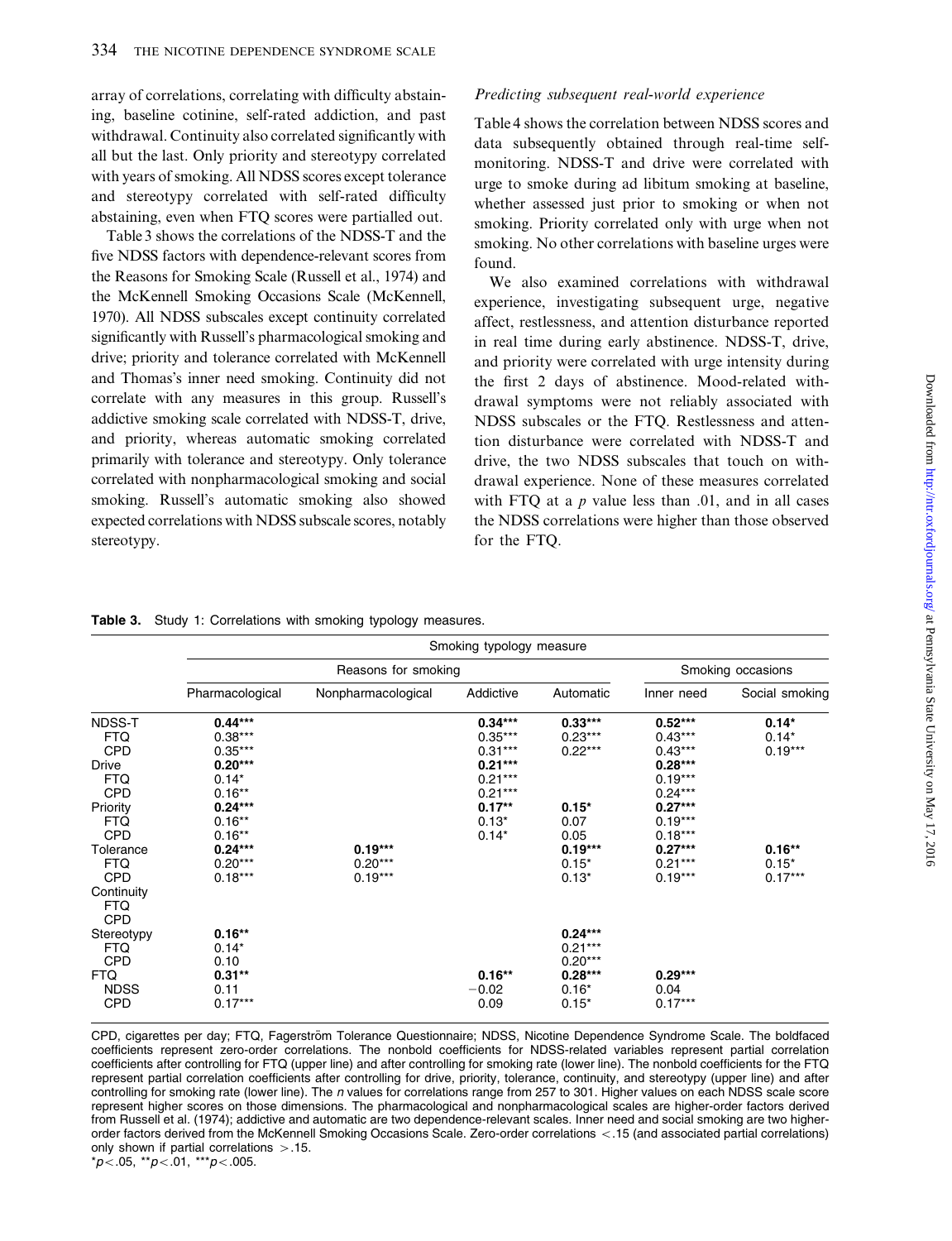array of correlations, correlating with difficulty abstaining, baseline cotinine, self-rated addiction, and past withdrawal. Continuity also correlated significantly with all but the last. Only priority and stereotypy correlated with years of smoking. All NDSS scores except tolerance and stereotypy correlated with self-rated difficulty abstaining, even when FTQ scores were partialled out.

Table 3 shows the correlations of the NDSS-T and the five NDSS factors with dependence-relevant scores from the Reasons for Smoking Scale (Russell et al., 1974) and the McKennell Smoking Occasions Scale (McKennell, 1970). All NDSS subscales except continuity correlated significantly with Russell's pharmacological smoking and drive; priority and tolerance correlated with McKennell and Thomas's inner need smoking. Continuity did not correlate with any measures in this group. Russell's addictive smoking scale correlated with NDSS-T, drive, and priority, whereas automatic smoking correlated primarily with tolerance and stereotypy. Only tolerance correlated with nonpharmacological smoking and social smoking. Russell's automatic smoking also showed expected correlations with NDSS subscale scores, notably stereotypy.

*Predicting subsequent real-world experience*

Table 4 shows the correlation between NDSS scores and data subsequently obtained through real-time self-monitoring. NDSS-T and drive were correlated with urge to smoke during ad libitum smoking at baseline, whether assessed just prior to smoking or when not smoking. Priority correlated only with urge when not smoking. No other correlations with baseline urges were found.

We also examined correlations with withdrawal experience, investigating subsequent urge, negative affect, restlessness, and attention disturbance reported in real time during early abstinence. NDSS-T, drive, and priority were correlated with urge intensity during the first 2 days of abstinence. Mood-related withdrawal symptoms were not reliably associated with NDSS subscales or the FTQ. Restlessness and attention disturbance were correlated with NDSS-T and drive, the two NDSS subscales that touch on withdrawal experience. None of these measures correlated with FTQ at a $p$ value less than .01, and in all cases the NDSS correlations were higher than those observed for the FTQ.

**Table 3.** Study 1: Correlations with smoking typology measures.

| | Smoking typology measure | | | | | |
|---|---|---|---|---|---|---|
| | Reasons for smoking | | | | Smoking occasions | |
| | Pharmacological | Nonpharmacological | Addictive | Automatic | Inner need | Social smoking |
| NDSS-T | **0.44\*\*\*** | | **0.34\*\*\*** | **0.33\*\*\*** | **0.52\*\*\*** | **0.14\*** |
| FTQ | 0.38\*\*\* | | 0.35\*\*\* | 0.23\*\*\* | 0.43\*\*\* | 0.14\* |
| CPD | 0.35\*\*\* | | 0.31\*\*\* | 0.22\*\*\* | 0.43\*\*\* | 0.19\*\*\* |
| Drive | **0.20\*\*\*** | | **0.21\*\*\*** | | **0.28\*\*\*** | |
| FTQ | 0.14\* | | 0.21\*\*\* | | 0.19\*\*\* | |
| CPD | 0.16\*\* | | 0.21\*\*\* | | 0.24\*\*\* | |
| Priority | **0.24\*\*\*** | | **0.17\*\*** | **0.15\*** | **0.27\*\*\*** | |
| FTQ | 0.16\*\* | | 0.13\* | 0.07 | 0.19\*\*\* | |
| CPD | 0.16\*\* | | 0.14\* | 0.05 | 0.18\*\*\* | |
| Tolerance | **0.24\*\*\*** | **0.19\*\*\*** | | **0.19\*\*\*** | **0.27\*\*\*** | **0.16\*\*** |
| FTQ | 0.20\*\*\* | 0.20\*\*\* | | 0.15\* | 0.21\*\*\* | 0.15\* |
| CPD | 0.18\*\*\* | 0.19\*\*\* | | 0.13\* | 0.19\*\*\* | 0.17\*\*\* |
| Continuity | | | | | | |
| FTQ | | | | | | |
| CPD | | | | | | |
| Stereotypy | **0.16\*\*** | | | **0.24\*\*\*** | | |
| FTQ | 0.14\* | | | 0.21\*\*\* | | |
| CPD | 0.10 | | | 0.20\*\*\* | | |
| FTQ | **0.31\*\*** | | **0.16\*\*** | **0.28\*\*\*** | **0.29\*\*\*** | |
| NDSS | 0.11 | | −0.02 | 0.16\* | 0.04 | |
| CPD | 0.17\*\*\* | | 0.09 | 0.15\* | 0.17\*\*\* | |

CPD, cigarettes per day; FTQ, Fagerström Tolerance Questionnaire; NDSS, Nicotine Dependence Syndrome Scale. The boldfaced coefficients represent zero-order correlations. The nonbold coefficients for NDSS-related variables represent partial correlation coefficients after controlling for FTQ (upper line) and after controlling for smoking rate (lower line). The nonbold coefficients for the FTQ represent partial correlation coefficients after controlling for drive, priority, tolerance, continuity, and stereotypy (upper line) and after controlling for smoking rate (lower line). The $n$ values for correlations range from 257 to 301. Higher values on each NDSS scale score represent higher scores on those dimensions. The pharmacological and nonpharmacological scales are higher-order factors derived from Russell et al. (1974); addictive and automatic are two dependence-relevant scales. Inner need and social smoking are two higher-order factors derived from the McKennell Smoking Occasions Scale. Zero-order correlations $<.15$ (and associated partial correlations) only shown if partial correlations $>.15$.
$^{*}p<.05$, $^{**}p<.01$, $^{***}p<.005$.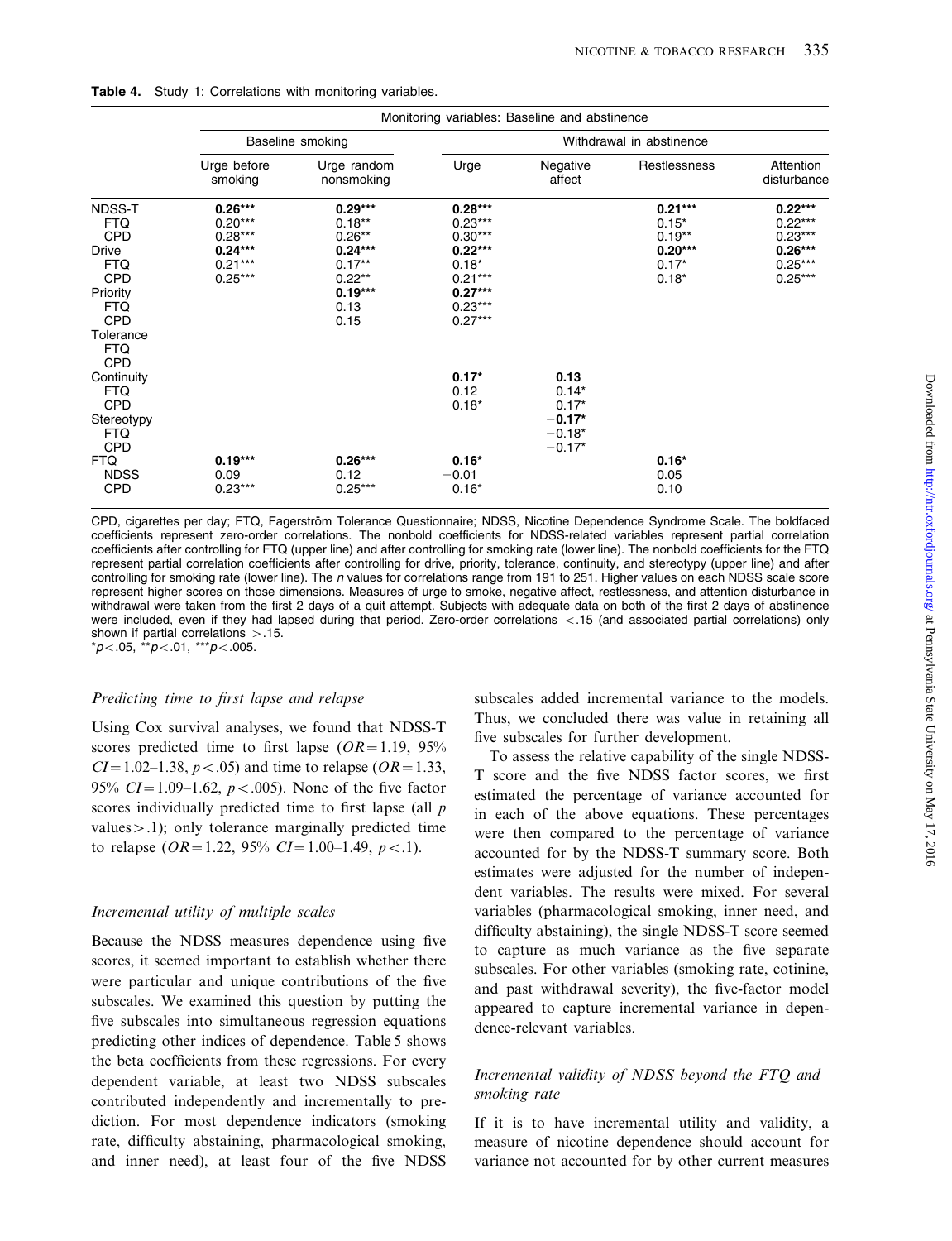**Table 4.** Study 1: Correlations with monitoring variables.

| | Monitoring variables: Baseline and abstinence | | | | | |
|---|---|---|---|---|---|---|
| | Baseline smoking | | Withdrawal in abstinence | | | |
| | Urge before smoking | Urge random nonsmoking | Urge | Negative affect | Restlessness | Attention disturbance |
| NDSS-T | **0.26*** ** | **0.29*** ** | **0.28*** ** | | **0.21*** ** | **0.22*** ** |
| FTQ | 0.20*** | 0.18** | 0.23*** | | 0.15* | 0.22*** |
| CPD | 0.28*** | 0.26** | 0.30*** | | 0.19** | 0.23*** |
| Drive | **0.24*** ** | **0.24*** ** | **0.22*** ** | | **0.20*** ** | **0.26*** ** |
| FTQ | 0.21*** | 0.17** | 0.18* | | 0.17* | 0.25*** |
| CPD | 0.25*** | 0.22** | 0.21*** | | 0.18* | 0.25*** |
| Priority | | **0.19*** ** | **0.27*** ** | | | |
| FTQ | | 0.13 | 0.23*** | | | |
| CPD | | 0.15 | 0.27*** | | | |
| Tolerance | | | | | | |
| FTQ | | | | | | |
| CPD | | | | | | |
| Continuity | | | **0.17*** | **0.13** | | |
| FTQ | | | 0.12 | 0.14* | | |
| CPD | | | 0.18* | 0.17* | | |
| Stereotypy | | | | **−0.17*** | | |
| FTQ | | | | −0.18* | | |
| CPD | | | | −0.17* | | |
| FTQ | **0.19*** ** | **0.26*** ** | **0.16*** | | **0.16*** | |
| NDSS | 0.09 | 0.12 | −0.01 | | 0.05 | |
| CPD | 0.23*** | 0.25*** | 0.16* | | 0.10 | |

CPD, cigarettes per day; FTQ, Fagerström Tolerance Questionnaire; NDSS, Nicotine Dependence Syndrome Scale. The boldfaced coefficients represent zero-order correlations. The nonbold coefficients for NDSS-related variables represent partial correlation coefficients after controlling for FTQ (upper line) and after controlling for smoking rate (lower line). The nonbold coefficients for the FTQ represent partial correlation coefficients after controlling for drive, priority, tolerance, continuity, and stereotypy (upper line) and after controlling for smoking rate (lower line). The *n* values for correlations range from 191 to 251. Higher values on each NDSS scale score represent higher scores on those dimensions. Measures of urge to smoke, negative affect, restlessness, and attention disturbance in withdrawal were taken from the first 2 days of a quit attempt. Subjects with adequate data on both of the first 2 days of abstinence were included, even if they had lapsed during that period. Zero-order correlations <.15 (and associated partial correlations) only shown if partial correlations >.15.
*$p<.05$, **$p<.01$, ***$p<.005$.

### *Predicting time to first lapse and relapse*

Using Cox survival analyses, we found that NDSS-T scores predicted time to first lapse ($OR=1.19$, 95% $CI=1.02$–$1.38$, $p<.05$) and time to relapse ($OR=1.33$, 95% $CI=1.09$–$1.62$, $p<.005$). None of the five factor scores individually predicted time to first lapse (all $p$ values$>.1$); only tolerance marginally predicted time to relapse ($OR=1.22$, 95% $CI=1.00$–$1.49$, $p<.1$).

### *Incremental utility of multiple scales*

Because the NDSS measures dependence using five scores, it seemed important to establish whether there were particular and unique contributions of the five subscales. We examined this question by putting the five subscales into simultaneous regression equations predicting other indices of dependence. Table 5 shows the beta coefficients from these regressions. For every dependent variable, at least two NDSS subscales contributed independently and incrementally to prediction. For most dependence indicators (smoking rate, difficulty abstaining, pharmacological smoking, and inner need), at least four of the five NDSS subscales added incremental variance to the models. Thus, we concluded there was value in retaining all five subscales for further development.

To assess the relative capability of the single NDSS-T score and the five NDSS factor scores, we first estimated the percentage of variance accounted for in each of the above equations. These percentages were then compared to the percentage of variance accounted for by the NDSS-T summary score. Both estimates were adjusted for the number of independent variables. The results were mixed. For several variables (pharmacological smoking, inner need, and difficulty abstaining), the single NDSS-T score seemed to capture as much variance as the five separate subscales. For other variables (smoking rate, cotinine, and past withdrawal severity), the five-factor model appeared to capture incremental variance in dependence-relevant variables.

### *Incremental validity of NDSS beyond the FTQ and smoking rate*

If it is to have incremental utility and validity, a measure of nicotine dependence should account for variance not accounted for by other current measures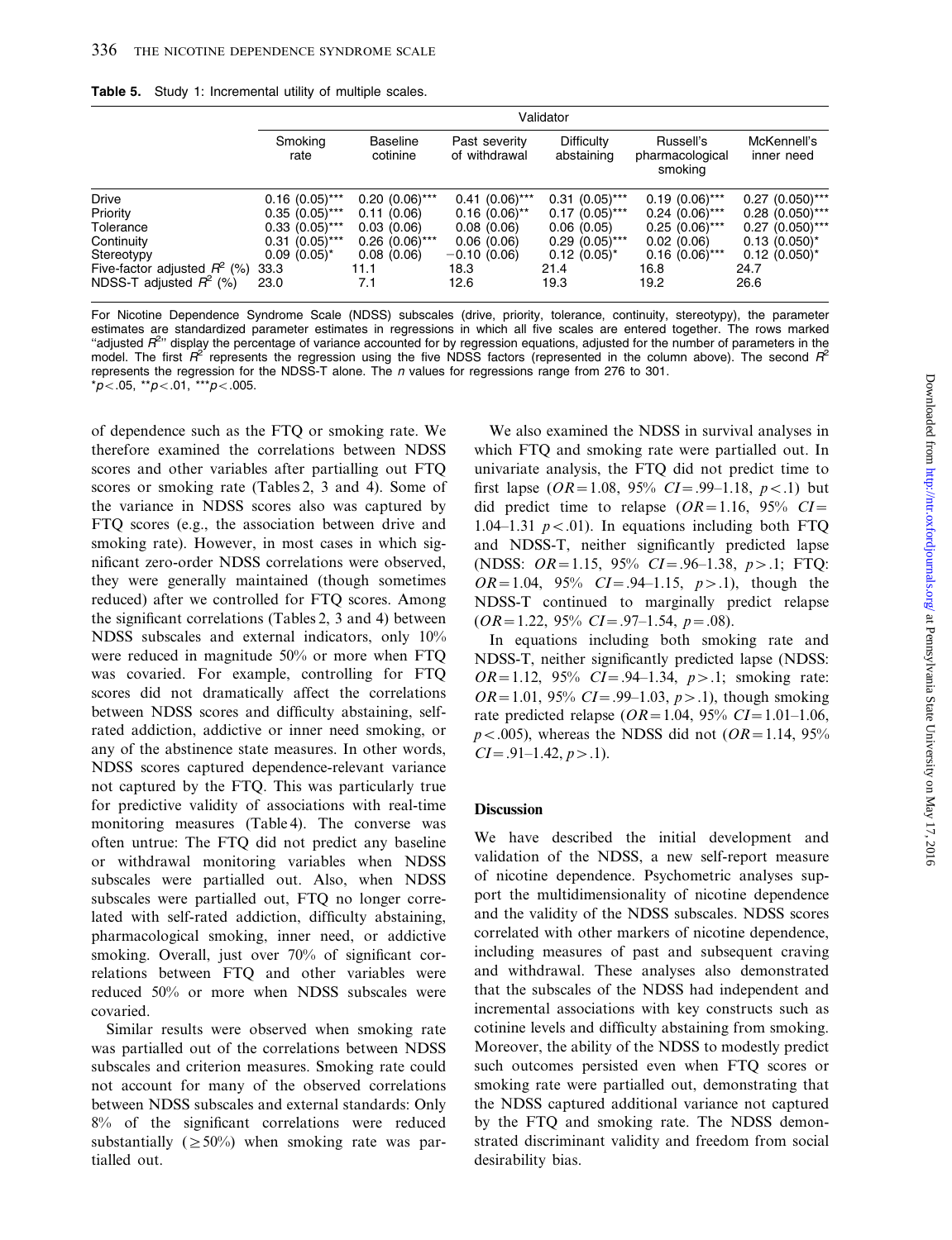**Table 5.** Study 1: Incremental utility of multiple scales.

| | Validator | | | | | |
|---|---|---|---|---|---|---|
| | Smoking rate | Baseline cotinine | Past severity of withdrawal | Difficulty abstaining | Russell's pharmacological smoking | McKennell's inner need |
| Drive | 0.16 (0.05)*** | 0.20 (0.06)*** | 0.41 (0.06)*** | 0.31 (0.05)*** | 0.19 (0.06)*** | 0.27 (0.050)*** |
| Priority | 0.35 (0.05)*** | 0.11 (0.06) | 0.16 (0.06)** | 0.17 (0.05)*** | 0.24 (0.06)*** | 0.28 (0.050)*** |
| Tolerance | 0.33 (0.05)*** | 0.03 (0.06) | 0.08 (0.06) | 0.06 (0.05) | 0.25 (0.06)*** | 0.27 (0.050)*** |
| Continuity | 0.31 (0.05)*** | 0.26 (0.06)*** | 0.06 (0.06) | 0.29 (0.05)*** | 0.02 (0.06) | 0.13 (0.050)* |
| Stereotypy | 0.09 (0.05)* | 0.08 (0.06) | −0.10 (0.06) | 0.12 (0.05)* | 0.16 (0.06)*** | 0.12 (0.050)* |
| Five-factor adjusted $R^2$ (%) | 33.3 | 11.1 | 18.3 | 21.4 | 16.8 | 24.7 |
| NDSS-T adjusted $R^2$ (%) | 23.0 | 7.1 | 12.6 | 19.3 | 19.2 | 26.6 |

For Nicotine Dependence Syndrome Scale (NDSS) subscales (drive, priority, tolerance, continuity, stereotypy), the parameter estimates are standardized parameter estimates in regressions in which all five scales are entered together. The rows marked "adjusted $R^2$" display the percentage of variance accounted for by regression equations, adjusted for the number of parameters in the model. The first $R^2$ represents the regression using the five NDSS factors (represented in the column above). The second $R^2$ represents the regression for the NDSS-T alone. The *n* values for regressions range from 276 to 301.
*$p<.05$, **$p<.01$, ***$p<.005$.

of dependence such as the FTQ or smoking rate. We therefore examined the correlations between NDSS scores and other variables after partialling out FTQ scores or smoking rate (Tables 2, 3 and 4). Some of the variance in NDSS scores also was captured by FTQ scores (e.g., the association between drive and smoking rate). However, in most cases in which significant zero-order NDSS correlations were observed, they were generally maintained (though sometimes reduced) after we controlled for FTQ scores. Among the significant correlations (Tables 2, 3 and 4) between NDSS subscales and external indicators, only 10% were reduced in magnitude 50% or more when FTQ was covaried. For example, controlling for FTQ scores did not dramatically affect the correlations between NDSS scores and difficulty abstaining, self-rated addiction, addictive or inner need smoking, or any of the abstinence state measures. In other words, NDSS scores captured dependence-relevant variance not captured by the FTQ. This was particularly true for predictive validity of associations with real-time monitoring measures (Table 4). The converse was often untrue: The FTQ did not predict any baseline or withdrawal monitoring variables when NDSS subscales were partialled out. Also, when NDSS subscales were partialled out, FTQ no longer correlated with self-rated addiction, difficulty abstaining, pharmacological smoking, inner need, or addictive smoking. Overall, just over 70% of significant correlations between FTQ and other variables were reduced 50% or more when NDSS subscales were covaried.

Similar results were observed when smoking rate was partialled out of the correlations between NDSS subscales and criterion measures. Smoking rate could not account for many of the observed correlations between NDSS subscales and external standards: Only 8% of the significant correlations were reduced substantially ($\geq$50%) when smoking rate was partialled out.

We also examined the NDSS in survival analyses in which FTQ and smoking rate were partialled out. In univariate analysis, the FTQ did not predict time to first lapse ($OR=1.08$, 95% $CI=.99$–1.18, $p<.1$) but did predict time to relapse ($OR=1.16$, 95% $CI=1.04$–1.31 $p<.01$). In equations including both FTQ and NDSS-T, neither significantly predicted lapse (NDSS: $OR=1.15$, 95% $CI=.96$–1.38, $p>.1$; FTQ: $OR=1.04$, 95% $CI=.94$–1.15, $p>.1$), though the NDSS-T continued to marginally predict relapse ($OR=1.22$, 95% $CI=.97$–1.54, $p=.08$).

In equations including both smoking rate and NDSS-T, neither significantly predicted lapse (NDSS: $OR=1.12$, 95% $CI=.94$–1.34, $p>.1$; smoking rate: $OR=1.01$, 95% $CI=.99$–1.03, $p>.1$), though smoking rate predicted relapse ($OR=1.04$, 95% $CI=1.01$–1.06, $p<.005$), whereas the NDSS did not ($OR=1.14$, 95% $CI=.91$–1.42, $p>.1$).

## Discussion

We have described the initial development and validation of the NDSS, a new self-report measure of nicotine dependence. Psychometric analyses support the multidimensionality of nicotine dependence and the validity of the NDSS subscales. NDSS scores correlated with other markers of nicotine dependence, including measures of past and subsequent craving and withdrawal. These analyses also demonstrated that the subscales of the NDSS had independent and incremental associations with key constructs such as cotinine levels and difficulty abstaining from smoking. Moreover, the ability of the NDSS to modestly predict such outcomes persisted even when FTQ scores or smoking rate were partialled out, demonstrating that the NDSS captured additional variance not captured by the FTQ and smoking rate. The NDSS demonstrated discriminant validity and freedom from social desirability bias.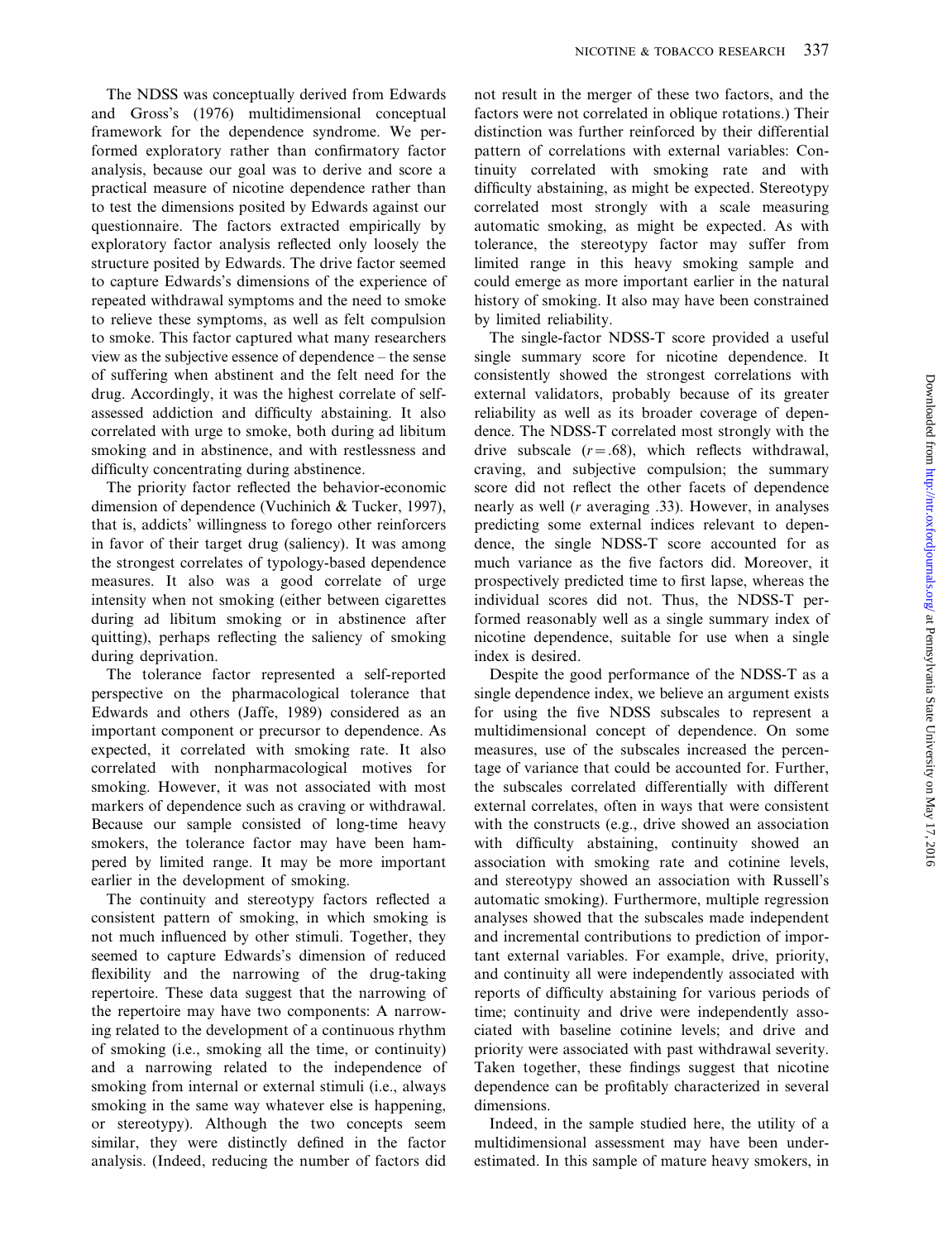The NDSS was conceptually derived from Edwards and Gross's (1976) multidimensional conceptual framework for the dependence syndrome. We performed exploratory rather than confirmatory factor analysis, because our goal was to derive and score a practical measure of nicotine dependence rather than to test the dimensions posited by Edwards against our questionnaire. The factors extracted empirically by exploratory factor analysis reflected only loosely the structure posited by Edwards. The drive factor seemed to capture Edwards's dimensions of the experience of repeated withdrawal symptoms and the need to smoke to relieve these symptoms, as well as felt compulsion to smoke. This factor captured what many researchers view as the subjective essence of dependence – the sense of suffering when abstinent and the felt need for the drug. Accordingly, it was the highest correlate of self-assessed addiction and difficulty abstaining. It also correlated with urge to smoke, both during ad libitum smoking and in abstinence, and with restlessness and difficulty concentrating during abstinence.

The priority factor reflected the behavior-economic dimension of dependence (Vuchinich & Tucker, 1997), that is, addicts' willingness to forego other reinforcers in favor of their target drug (saliency). It was among the strongest correlates of typology-based dependence measures. It also was a good correlate of urge intensity when not smoking (either between cigarettes during ad libitum smoking or in abstinence after quitting), perhaps reflecting the saliency of smoking during deprivation.

The tolerance factor represented a self-reported perspective on the pharmacological tolerance that Edwards and others (Jaffe, 1989) considered as an important component or precursor to dependence. As expected, it correlated with smoking rate. It also correlated with nonpharmacological motives for smoking. However, it was not associated with most markers of dependence such as craving or withdrawal. Because our sample consisted of long-time heavy smokers, the tolerance factor may have been hampered by limited range. It may be more important earlier in the development of smoking.

The continuity and stereotypy factors reflected a consistent pattern of smoking, in which smoking is not much influenced by other stimuli. Together, they seemed to capture Edwards's dimension of reduced flexibility and the narrowing of the drug-taking repertoire. These data suggest that the narrowing of the repertoire may have two components: A narrowing related to the development of a continuous rhythm of smoking (i.e., smoking all the time, or continuity) and a narrowing related to the independence of smoking from internal or external stimuli (i.e., always smoking in the same way whatever else is happening, or stereotypy). Although the two concepts seem similar, they were distinctly defined in the factor analysis. (Indeed, reducing the number of factors did not result in the merger of these two factors, and the factors were not correlated in oblique rotations.) Their distinction was further reinforced by their differential pattern of correlations with external variables: Continuity correlated with smoking rate and with difficulty abstaining, as might be expected. Stereotypy correlated most strongly with a scale measuring automatic smoking, as might be expected. As with tolerance, the stereotypy factor may suffer from limited range in this heavy smoking sample and could emerge as more important earlier in the natural history of smoking. It also may have been constrained by limited reliability.

The single-factor NDSS-T score provided a useful single summary score for nicotine dependence. It consistently showed the strongest correlations with external validators, probably because of its greater reliability as well as its broader coverage of dependence. The NDSS-T correlated most strongly with the drive subscale ($r = .68$), which reflects withdrawal, craving, and subjective compulsion; the summary score did not reflect the other facets of dependence nearly as well ($r$ averaging .33). However, in analyses predicting some external indices relevant to dependence, the single NDSS-T score accounted for as much variance as the five factors did. Moreover, it prospectively predicted time to first lapse, whereas the individual scores did not. Thus, the NDSS-T performed reasonably well as a single summary index of nicotine dependence, suitable for use when a single index is desired.

Despite the good performance of the NDSS-T as a single dependence index, we believe an argument exists for using the five NDSS subscales to represent a multidimensional concept of dependence. On some measures, use of the subscales increased the percentage of variance that could be accounted for. Further, the subscales correlated differentially with different external correlates, often in ways that were consistent with the constructs (e.g., drive showed an association with difficulty abstaining, continuity showed an association with smoking rate and cotinine levels, and stereotypy showed an association with Russell's automatic smoking). Furthermore, multiple regression analyses showed that the subscales made independent and incremental contributions to prediction of important external variables. For example, drive, priority, and continuity all were independently associated with reports of difficulty abstaining for various periods of time; continuity and drive were independently associated with baseline cotinine levels; and drive and priority were associated with past withdrawal severity. Taken together, these findings suggest that nicotine dependence can be profitably characterized in several dimensions.

Indeed, in the sample studied here, the utility of a multidimensional assessment may have been underestimated. In this sample of mature heavy smokers, in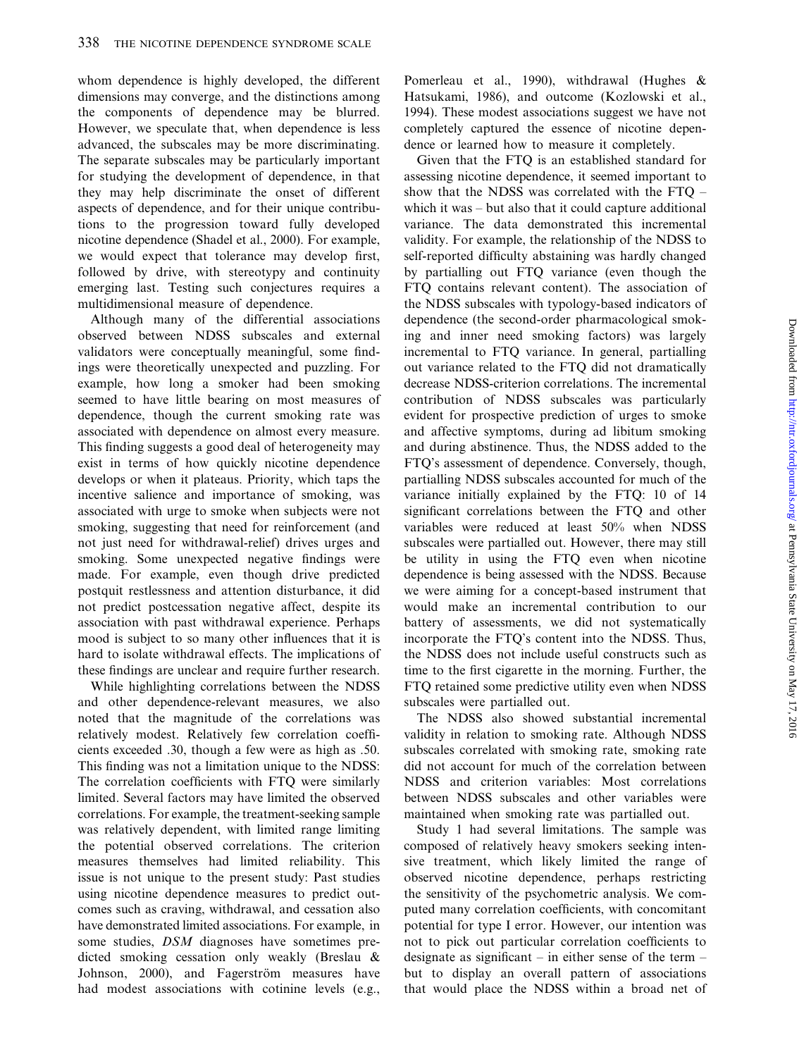whom dependence is highly developed, the different dimensions may converge, and the distinctions among the components of dependence may be blurred. However, we speculate that, when dependence is less advanced, the subscales may be more discriminating. The separate subscales may be particularly important for studying the development of dependence, in that they may help discriminate the onset of different aspects of dependence, and for their unique contributions to the progression toward fully developed nicotine dependence (Shadel et al., 2000). For example, we would expect that tolerance may develop first, followed by drive, with stereotypy and continuity emerging last. Testing such conjectures requires a multidimensional measure of dependence.

Although many of the differential associations observed between NDSS subscales and external validators were conceptually meaningful, some findings were theoretically unexpected and puzzling. For example, how long a smoker had been smoking seemed to have little bearing on most measures of dependence, though the current smoking rate was associated with dependence on almost every measure. This finding suggests a good deal of heterogeneity may exist in terms of how quickly nicotine dependence develops or when it plateaus. Priority, which taps the incentive salience and importance of smoking, was associated with urge to smoke when subjects were not smoking, suggesting that need for reinforcement (and not just need for withdrawal-relief) drives urges and smoking. Some unexpected negative findings were made. For example, even though drive predicted postquit restlessness and attention disturbance, it did not predict postcessation negative affect, despite its association with past withdrawal experience. Perhaps mood is subject to so many other influences that it is hard to isolate withdrawal effects. The implications of these findings are unclear and require further research.

While highlighting correlations between the NDSS and other dependence-relevant measures, we also noted that the magnitude of the correlations was relatively modest. Relatively few correlation coefficients exceeded .30, though a few were as high as .50. This finding was not a limitation unique to the NDSS: The correlation coefficients with FTQ were similarly limited. Several factors may have limited the observed correlations. For example, the treatment-seeking sample was relatively dependent, with limited range limiting the potential observed correlations. The criterion measures themselves had limited reliability. This issue is not unique to the present study: Past studies using nicotine dependence measures to predict outcomes such as craving, withdrawal, and cessation also have demonstrated limited associations. For example, in some studies, *DSM* diagnoses have sometimes predicted smoking cessation only weakly (Breslau & Johnson, 2000), and Fagerström measures have had modest associations with cotinine levels (e.g., Pomerleau et al., 1990), withdrawal (Hughes & Hatsukami, 1986), and outcome (Kozlowski et al., 1994). These modest associations suggest we have not completely captured the essence of nicotine dependence or learned how to measure it completely.

Given that the FTQ is an established standard for assessing nicotine dependence, it seemed important to show that the NDSS was correlated with the FTQ – which it was – but also that it could capture additional variance. The data demonstrated this incremental validity. For example, the relationship of the NDSS to self-reported difficulty abstaining was hardly changed by partialling out FTQ variance (even though the FTQ contains relevant content). The association of the NDSS subscales with typology-based indicators of dependence (the second-order pharmacological smoking and inner need smoking factors) was largely incremental to FTQ variance. In general, partialling out variance related to the FTQ did not dramatically decrease NDSS-criterion correlations. The incremental contribution of NDSS subscales was particularly evident for prospective prediction of urges to smoke and affective symptoms, during ad libitum smoking and during abstinence. Thus, the NDSS added to the FTQ's assessment of dependence. Conversely, though, partialling NDSS subscales accounted for much of the variance initially explained by the FTQ: 10 of 14 significant correlations between the FTQ and other variables were reduced at least 50% when NDSS subscales were partialled out. However, there may still be utility in using the FTQ even when nicotine dependence is being assessed with the NDSS. Because we were aiming for a concept-based instrument that would make an incremental contribution to our battery of assessments, we did not systematically incorporate the FTQ's content into the NDSS. Thus, the NDSS does not include useful constructs such as time to the first cigarette in the morning. Further, the FTQ retained some predictive utility even when NDSS subscales were partialled out.

The NDSS also showed substantial incremental validity in relation to smoking rate. Although NDSS subscales correlated with smoking rate, smoking rate did not account for much of the correlation between NDSS and criterion variables: Most correlations between NDSS subscales and other variables were maintained when smoking rate was partialled out.

Study 1 had several limitations. The sample was composed of relatively heavy smokers seeking intensive treatment, which likely limited the range of observed nicotine dependence, perhaps restricting the sensitivity of the psychometric analysis. We computed many correlation coefficients, with concomitant potential for type I error. However, our intention was not to pick out particular correlation coefficients to designate as significant – in either sense of the term – but to display an overall pattern of associations that would place the NDSS within a broad net of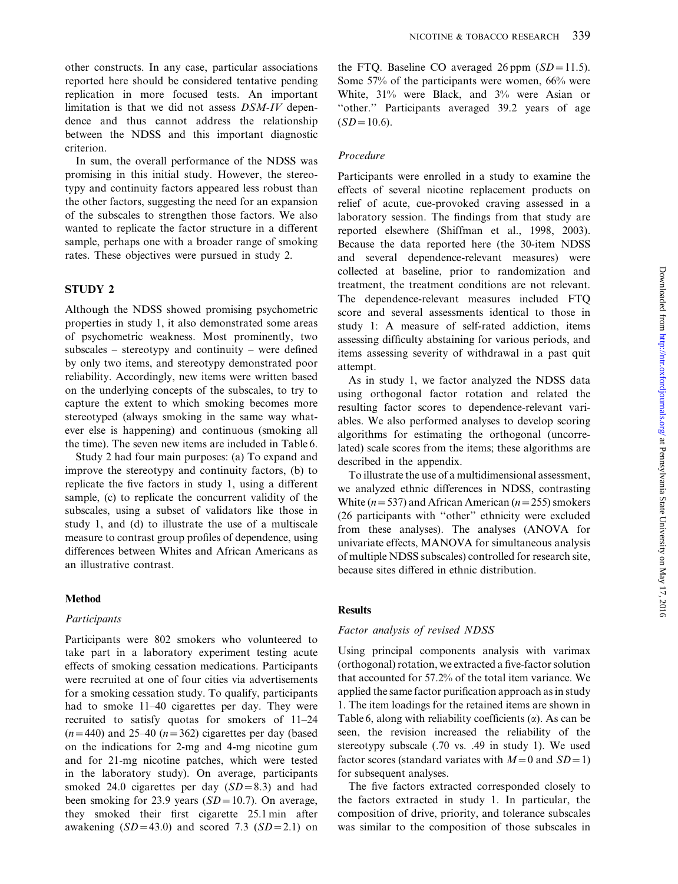other constructs. In any case, particular associations reported here should be considered tentative pending replication in more focused tests. An important limitation is that we did not assess *DSM-IV* dependence and thus cannot address the relationship between the NDSS and this important diagnostic criterion.

In sum, the overall performance of the NDSS was promising in this initial study. However, the stereotypy and continuity factors appeared less robust than the other factors, suggesting the need for an expansion of the subscales to strengthen those factors. We also wanted to replicate the factor structure in a different sample, perhaps one with a broader range of smoking rates. These objectives were pursued in study 2.

## STUDY 2

Although the NDSS showed promising psychometric properties in study 1, it also demonstrated some areas of psychometric weakness. Most prominently, two subscales – stereotypy and continuity – were defined by only two items, and stereotypy demonstrated poor reliability. Accordingly, new items were written based on the underlying concepts of the subscales, to try to capture the extent to which smoking becomes more stereotyped (always smoking in the same way whatever else is happening) and continuous (smoking all the time). The seven new items are included in Table 6.

Study 2 had four main purposes: (a) To expand and improve the stereotypy and continuity factors, (b) to replicate the five factors in study 1, using a different sample, (c) to replicate the concurrent validity of the subscales, using a subset of validators like those in study 1, and (d) to illustrate the use of a multiscale measure to contrast group profiles of dependence, using differences between Whites and African Americans as an illustrative contrast.

### Method

#### *Participants*

Participants were 802 smokers who volunteered to take part in a laboratory experiment testing acute effects of smoking cessation medications. Participants were recruited at one of four cities via advertisements for a smoking cessation study. To qualify, participants had to smoke 11–40 cigarettes per day. They were recruited to satisfy quotas for smokers of 11–24 ($n=440$) and 25–40 ($n=362$) cigarettes per day (based on the indications for 2-mg and 4-mg nicotine gum and for 21-mg nicotine patches, which were tested in the laboratory study). On average, participants smoked 24.0 cigarettes per day ($SD=8.3$) and had been smoking for 23.9 years ($SD=10.7$). On average, they smoked their first cigarette 25.1 min after awakening ($SD=43.0$) and scored 7.3 ($SD=2.1$) on the FTQ. Baseline CO averaged 26 ppm ($SD=11.5$). Some 57% of the participants were women, 66% were White, 31% were Black, and 3% were Asian or "other." Participants averaged 39.2 years of age ($SD=10.6$).

#### *Procedure*

Participants were enrolled in a study to examine the effects of several nicotine replacement products on relief of acute, cue-provoked craving assessed in a laboratory session. The findings from that study are reported elsewhere (Shiffman et al., 1998, 2003). Because the data reported here (the 30-item NDSS and several dependence-relevant measures) were collected at baseline, prior to randomization and treatment, the treatment conditions are not relevant. The dependence-relevant measures included FTQ score and several assessments identical to those in study 1: A measure of self-rated addiction, items assessing difficulty abstaining for various periods, and items assessing severity of withdrawal in a past quit attempt.

As in study 1, we factor analyzed the NDSS data using orthogonal factor rotation and related the resulting factor scores to dependence-relevant variables. We also performed analyses to develop scoring algorithms for estimating the orthogonal (uncorrelated) scale scores from the items; these algorithms are described in the appendix.

To illustrate the use of a multidimensional assessment, we analyzed ethnic differences in NDSS, contrasting White ($n=537$) and African American ($n=255$) smokers (26 participants with "other" ethnicity were excluded from these analyses). The analyses (ANOVA for univariate effects, MANOVA for simultaneous analysis of multiple NDSS subscales) controlled for research site, because sites differed in ethnic distribution.

### Results

#### *Factor analysis of revised NDSS*

Using principal components analysis with varimax (orthogonal) rotation, we extracted a five-factor solution that accounted for 57.2% of the total item variance. We applied the same factor purification approach as in study 1. The item loadings for the retained items are shown in Table 6, along with reliability coefficients ($\alpha$). As can be seen, the revision increased the reliability of the stereotypy subscale (.70 vs. .49 in study 1). We used factor scores (standard variates with $M=0$ and $SD=1$) for subsequent analyses.

The five factors extracted corresponded closely to the factors extracted in study 1. In particular, the composition of drive, priority, and tolerance subscales was similar to the composition of those subscales in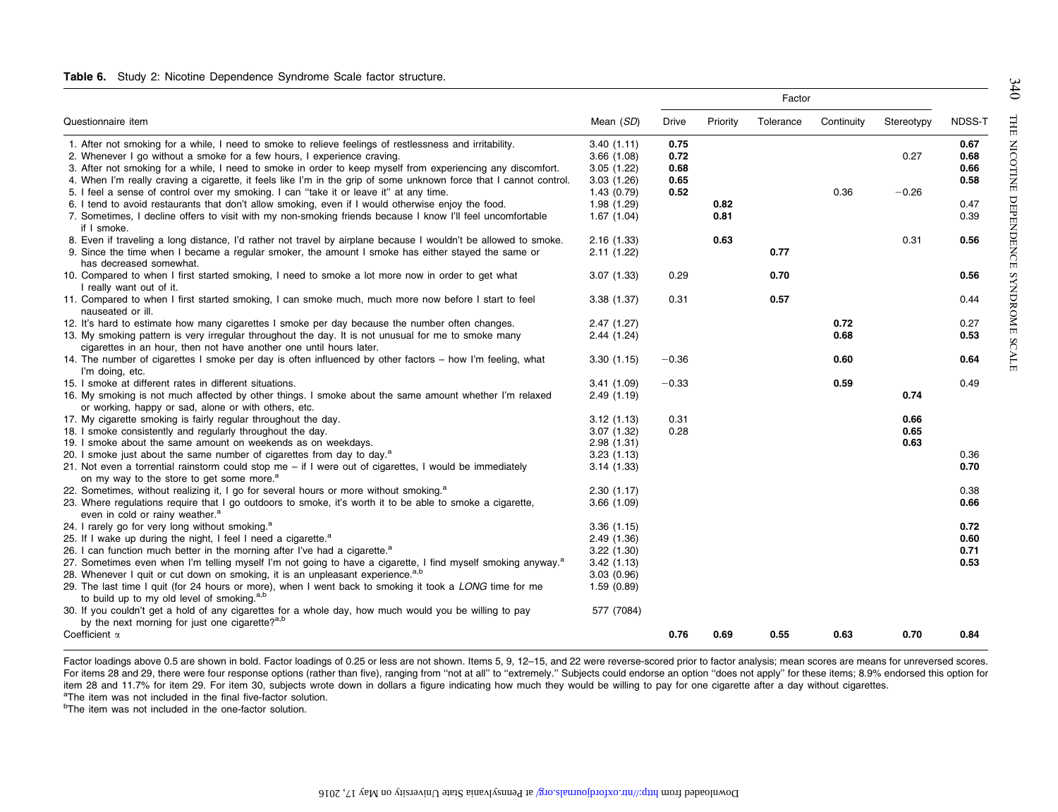**Table 6.** Study 2: Nicotine Dependence Syndrome Scale factor structure.

| Questionnaire item | Mean (*SD*) | Factor | | | | | |
|---|---|---|---|---|---|---|---|
| | | Drive | Priority | Tolerance | Continuity | Stereotypy | NDSS-T |
| 1. After not smoking for a while, I need to smoke to relieve feelings of restlessness and irritability. | 3.40 (1.11) | **0.75** | | | | | **0.67** |
| 2. Whenever I go without a smoke for a few hours, I experience craving. | 3.66 (1.08) | **0.72** | | | | 0.27 | **0.68** |
| 3. After not smoking for a while, I need to smoke in order to keep myself from experiencing any discomfort. | 3.05 (1.22) | **0.68** | | | | | **0.66** |
| 4. When I'm really craving a cigarette, it feels like I'm in the grip of some unknown force that I cannot control. | 3.03 (1.26) | **0.65** | | | | | **0.58** |
| 5. I feel a sense of control over my smoking. I can "take it or leave it" at any time. | 1.43 (0.79) | **0.52** | | | 0.36 | −0.26 | |
| 6. I tend to avoid restaurants that don't allow smoking, even if I would otherwise enjoy the food. | 1.98 (1.29) | | **0.82** | | | | 0.47 |
| 7. Sometimes, I decline offers to visit with my non-smoking friends because I know I'll feel uncomfortable if I smoke. | 1.67 (1.04) | | **0.81** | | | | 0.39 |
| 8. Even if traveling a long distance, I'd rather not travel by airplane because I wouldn't be allowed to smoke. | 2.16 (1.33) | | **0.63** | | | 0.31 | **0.56** |
| 9. Since the time when I became a regular smoker, the amount I smoke has either stayed the same or has decreased somewhat. | 2.11 (1.22) | | | **0.77** | | | |
| 10. Compared to when I first started smoking, I need to smoke a lot more now in order to get what I really want out of it. | 3.07 (1.33) | 0.29 | | **0.70** | | | **0.56** |
| 11. Compared to when I first started smoking, I can smoke much, much more now before I start to feel nauseated or ill. | 3.38 (1.37) | 0.31 | | **0.57** | | | 0.44 |
| 12. It's hard to estimate how many cigarettes I smoke per day because the number often changes. | 2.47 (1.27) | | | | **0.72** | | 0.27 |
| 13. My smoking pattern is very irregular throughout the day. It is not unusual for me to smoke many cigarettes in an hour, then not have another one until hours later. | 2.44 (1.24) | | | | **0.68** | | **0.53** |
| 14. The number of cigarettes I smoke per day is often influenced by other factors – how I'm feeling, what I'm doing, etc. | 3.30 (1.15) | −0.36 | | | **0.60** | | **0.64** |
| 15. I smoke at different rates in different situations. | 3.41 (1.09) | −0.33 | | | **0.59** | | 0.49 |
| 16. My smoking is not much affected by other things. I smoke about the same amount whether I'm relaxed or working, happy or sad, alone or with others, etc. | 2.49 (1.19) | | | | | **0.74** | |
| 17. My cigarette smoking is fairly regular throughout the day. | 3.12 (1.13) | 0.31 | | | | **0.66** | |
| 18. I smoke consistently and regularly throughout the day. | 3.07 (1.32) | 0.28 | | | | **0.65** | |
| 19. I smoke about the same amount on weekends as on weekdays. | 2.98 (1.31) | | | | | **0.63** | |
| 20. I smoke just about the same number of cigarettes from day to day.[a] | 3.23 (1.13) | | | | | | 0.36 |
| 21. Not even a torrential rainstorm could stop me – if I were out of cigarettes, I would be immediately on my way to the store to get some more.[a] | 3.14 (1.33) | | | | | | **0.70** |
| 22. Sometimes, without realizing it, I go for several hours or more without smoking.[a] | 2.30 (1.17) | | | | | | 0.38 |
| 23. Where regulations require that I go outdoors to smoke, it's worth it to be able to smoke a cigarette, even in cold or rainy weather.[a] | 3.66 (1.09) | | | | | | **0.66** |
| 24. I rarely go for very long without smoking.[a] | 3.36 (1.15) | | | | | | **0.72** |
| 25. If I wake up during the night, I feel I need a cigarette.[a] | 2.49 (1.36) | | | | | | **0.60** |
| 26. I can function much better in the morning after I've had a cigarette.[a] | 3.22 (1.30) | | | | | | **0.71** |
| 27. Sometimes even when I'm telling myself I'm not going to have a cigarette, I find myself smoking anyway.[a] | 3.42 (1.13) | | | | | | **0.53** |
| 28. Whenever I quit or cut down on smoking, it is an unpleasant experience.[a,b] | 3.03 (0.96) | | | | | | |
| 29. The last time I quit (for 24 hours or more), when I went back to smoking it took a *LONG* time for me to build up to my old level of smoking.[a,b] | 1.59 (0.89) | | | | | | |
| 30. If you couldn't get a hold of any cigarettes for a whole day, how much would you be willing to pay by the next morning for just one cigarette?[a,b] | 577 (7084) | | | | | | |
| Coefficient α | | **0.76** | **0.69** | **0.55** | **0.63** | **0.70** | **0.84** |

Factor loadings above 0.5 are shown in bold. Factor loadings of 0.25 or less are not shown. Items 5, 9, 12–15, and 22 were reverse-scored prior to factor analysis; mean scores are means for unreversed scores. For items 28 and 29, there were four response options (rather than five), ranging from "not at all" to "extremely." Subjects could endorse an option "does not apply" for these items; 8.9% endorsed this option for item 28 and 11.7% for item 29. For item 30, subjects wrote down in dollars a figure indicating how much they would be willing to pay for one cigarette after a day without cigarettes.

[a]The item was not included in the final five-factor solution.

[b]The item was not included in the one-factor solution.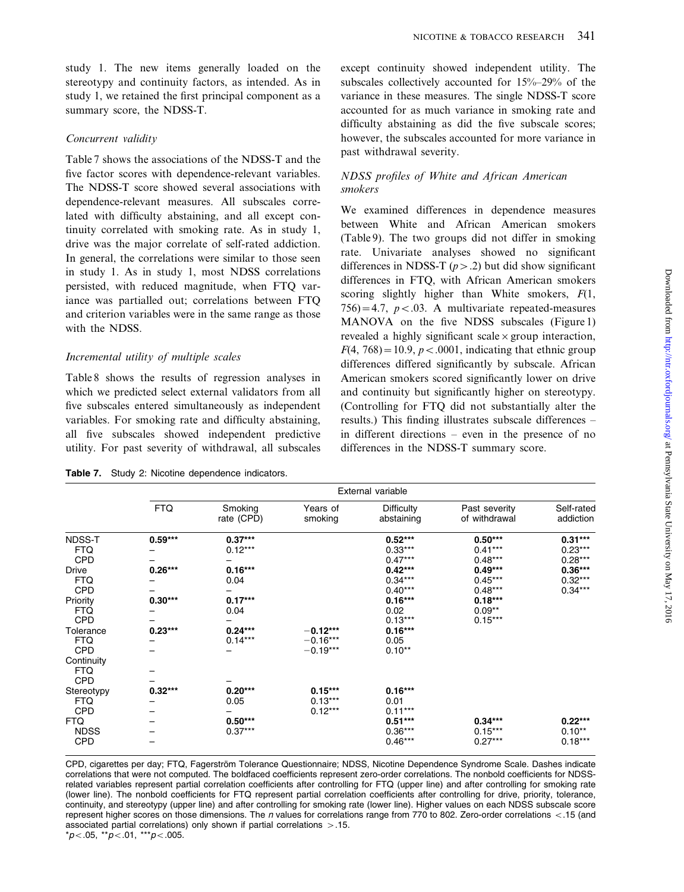study 1. The new items generally loaded on the stereotypy and continuity factors, as intended. As in study 1, we retained the first principal component as a summary score, the NDSS-T.

### *Concurrent validity*

Table 7 shows the associations of the NDSS-T and the five factor scores with dependence-relevant variables. The NDSS-T score showed several associations with dependence-relevant measures. All subscales correlated with difficulty abstaining, and all except continuity correlated with smoking rate. As in study 1, drive was the major correlate of self-rated addiction. In general, the correlations were similar to those seen in study 1. As in study 1, most NDSS correlations persisted, with reduced magnitude, when FTQ variance was partialled out; correlations between FTQ and criterion variables were in the same range as those with the NDSS.

### *Incremental utility of multiple scales*

Table 8 shows the results of regression analyses in which we predicted select external validators from all five subscales entered simultaneously as independent variables. For smoking rate and difficulty abstaining, all five subscales showed independent predictive utility. For past severity of withdrawal, all subscales except continuity showed independent utility. The subscales collectively accounted for 15%–29% of the variance in these measures. The single NDSS-T score accounted for as much variance in smoking rate and difficulty abstaining as did the five subscale scores; however, the subscales accounted for more variance in past withdrawal severity.

### *NDSS profiles of White and African American smokers*

We examined differences in dependence measures between White and African American smokers (Table 9). The two groups did not differ in smoking rate. Univariate analyses showed no significant differences in NDSS-T ($p > .2$) but did show significant differences in FTQ, with African American smokers scoring slightly higher than White smokers, $F(1, 756) = 4.7$, $p < .03$. A multivariate repeated-measures MANOVA on the five NDSS subscales (Figure 1) revealed a highly significant scale × group interaction, $F(4, 768) = 10.9$, $p < .0001$, indicating that ethnic group differences differed significantly by subscale. African American smokers scored significantly lower on drive and continuity but significantly higher on stereotypy. (Controlling for FTQ did not substantially alter the results.) This finding illustrates subscale differences – in different directions – even in the presence of no differences in the NDSS-T summary score.

**Table 7.** Study 2: Nicotine dependence indicators.

| | External variable | | | | | |
|---|---|---|---|---|---|---|
| | FTQ | Smoking rate (CPD) | Years of smoking | Difficulty abstaining | Past severity of withdrawal | Self-rated addiction |
| NDSS-T | **0.59*** ** | **0.37*** ** | | **0.52*** ** | **0.50*** ** | **0.31*** ** |
| FTQ | – | 0.12*** | | 0.33*** | 0.41*** | 0.23*** |
| CPD | – | – | | 0.47*** | 0.48*** | 0.28*** |
| Drive | **0.26*** ** | **0.16*** ** | | **0.42*** ** | **0.49*** ** | **0.36*** ** |
| FTQ | – | 0.04 | | 0.34*** | 0.45*** | 0.32*** |
| CPD | – | – | | 0.40*** | 0.48*** | 0.34*** |
| Priority | **0.30*** ** | **0.17*** ** | | **0.16*** ** | **0.18*** ** | |
| FTQ | – | 0.04 | | 0.02 | 0.09** | |
| CPD | – | – | | 0.13*** | 0.15*** | |
| Tolerance | **0.23*** ** | **0.24*** ** | **−0.12*** ** | **0.16*** ** | | |
| FTQ | – | 0.14*** | −0.16*** | 0.05 | | |
| CPD | – | – | −0.19*** | 0.10** | | |
| Continuity | | | | | | |
| FTQ | – | | | | | |
| CPD | – | – | | | | |
| Stereotypy | **0.32*** ** | **0.20*** ** | **0.15*** ** | **0.16*** ** | | |
| FTQ | – | 0.05 | 0.13*** | 0.01 | | |
| CPD | – | – | 0.12*** | 0.11*** | | |
| FTQ | – | **0.50*** ** | | **0.51*** ** | **0.34*** ** | **0.22*** ** |
| NDSS | – | 0.37*** | | 0.36*** | 0.15*** | 0.10** |
| CPD | – | | | 0.46*** | 0.27*** | 0.18*** |

CPD, cigarettes per day; FTQ, Fagerström Tolerance Questionnaire; NDSS, Nicotine Dependence Syndrome Scale. Dashes indicate correlations that were not computed. The boldfaced coefficients represent zero-order correlations. The nonbold coefficients for NDSS-related variables represent partial correlation coefficients after controlling for FTQ (upper line) and after controlling for smoking rate (lower line). The nonbold coefficients for FTQ represent partial correlation coefficients after controlling for drive, priority, tolerance, continuity, and stereotypy (upper line) and after controlling for smoking rate (lower line). Higher values on each NDSS subscale score represent higher scores on those dimensions. The *n* values for correlations range from 770 to 802. Zero-order correlations <.15 (and associated partial correlations) only shown if partial correlations >.15.
*$p<.05$, **$p<.01$, ***$p<.005$.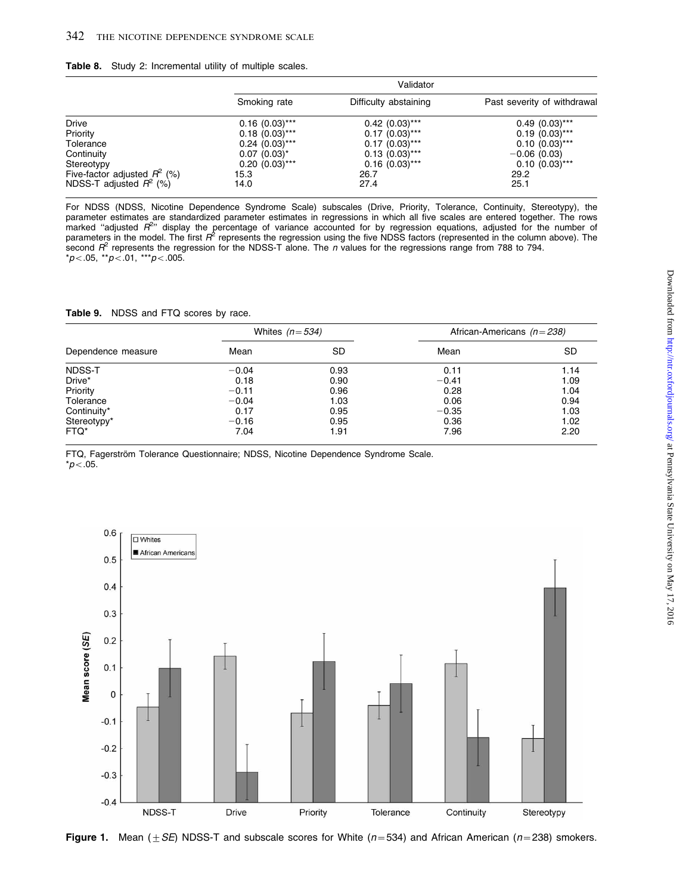**Table 8.** Study 2: Incremental utility of multiple scales.

| | Validator | | |
|---|---|---|---|
| | Smoking rate | Difficulty abstaining | Past severity of withdrawal |
| Drive | 0.16 (0.03)*** | 0.42 (0.03)*** | 0.49 (0.03)*** |
| Priority | 0.18 (0.03)*** | 0.17 (0.03)*** | 0.19 (0.03)*** |
| Tolerance | 0.24 (0.03)*** | 0.17 (0.03)*** | 0.10 (0.03)*** |
| Continuity | 0.07 (0.03)* | 0.13 (0.03)*** | −0.06 (0.03) |
| Stereotypy | 0.20 (0.03)*** | 0.16 (0.03)*** | 0.10 (0.03)*** |
| Five-factor adjusted $R^2$ (%) | 15.3 | 26.7 | 29.2 |
| NDSS-T adjusted $R^2$ (%) | 14.0 | 27.4 | 25.1 |

For NDSS (NDSS, Nicotine Dependence Syndrome Scale) subscales (Drive, Priority, Tolerance, Continuity, Stereotypy), the parameter estimates are standardized parameter estimates in regressions in which all five scales are entered together. The rows marked "adjusted $R^2$" display the percentage of variance accounted for by regression equations, adjusted for the number of parameters in the model. The first $R^2$ represents the regression using the five NDSS factors (represented in the column above). The second $R^2$ represents the regression for the NDSS-T alone. The *n* values for the regressions range from 788 to 794.
*$p<.05$, **$p<.01$, ***$p<.005$.

**Table 9.** NDSS and FTQ scores by race.

| | Whites *(n=534)* | | African-Americans *(n=238)* | |
|---|---|---|---|---|
| Dependence measure | Mean | SD | Mean | SD |
| NDSS-T | −0.04 | 0.93 | 0.11 | 1.14 |
| Drive* | 0.18 | 0.90 | −0.41 | 1.09 |
| Priority | −0.11 | 0.96 | 0.28 | 1.04 |
| Tolerance | −0.04 | 1.03 | 0.06 | 0.94 |
| Continuity* | 0.17 | 0.95 | −0.35 | 1.03 |
| Stereotypy* | −0.16 | 0.95 | 0.36 | 1.02 |
| FTQ* | 7.04 | 1.91 | 7.96 | 2.20 |

FTQ, Fagerström Tolerance Questionnaire; NDSS, Nicotine Dependence Syndrome Scale.
*$p<.05$.

**Figure 1.** Mean ($\pm SE$) NDSS-T and subscale scores for White ($n=534$) and African American ($n=238$) smokers.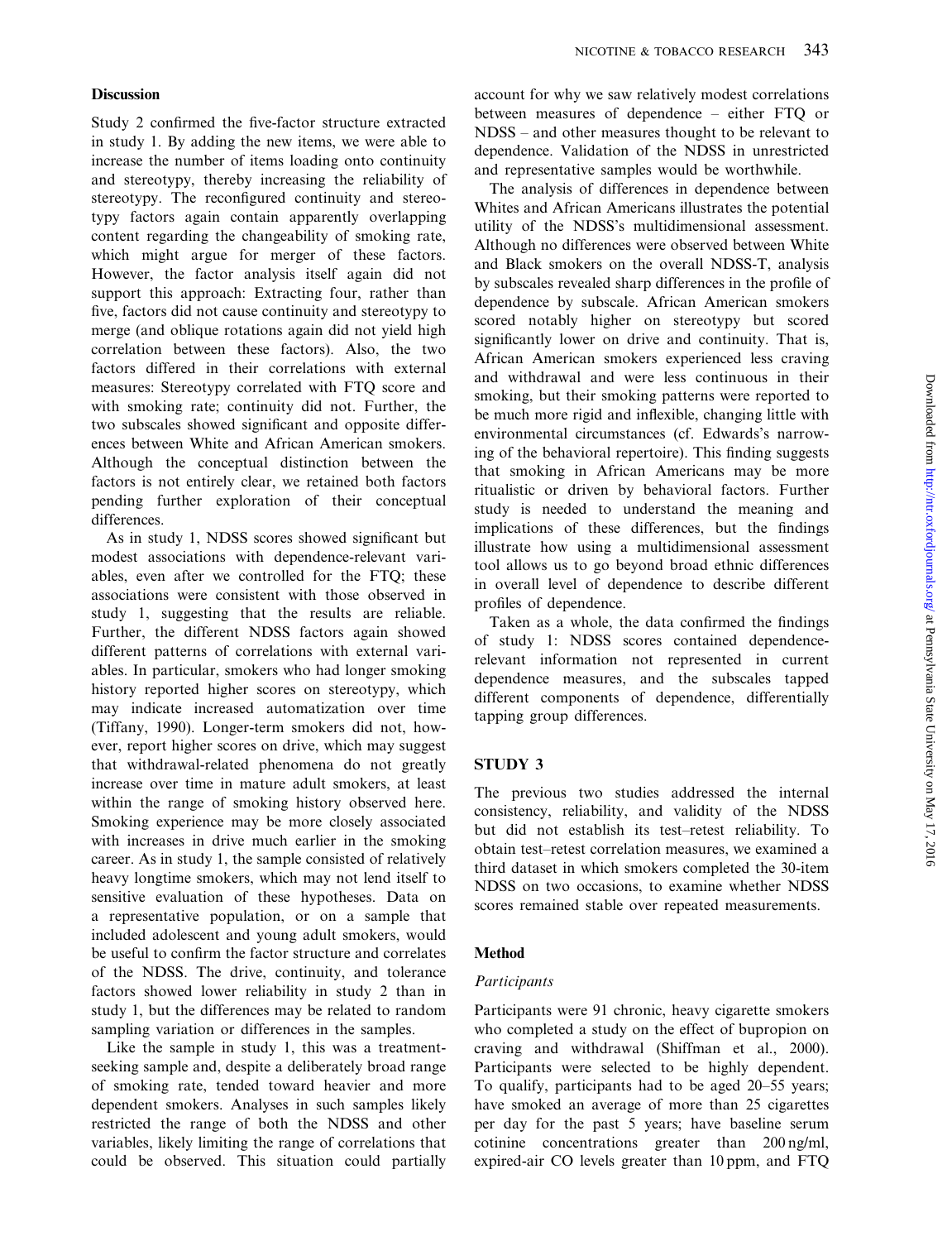## Discussion

Study 2 confirmed the five-factor structure extracted in study 1. By adding the new items, we were able to increase the number of items loading onto continuity and stereotypy, thereby increasing the reliability of stereotypy. The reconfigured continuity and stereotypy factors again contain apparently overlapping content regarding the changeability of smoking rate, which might argue for merger of these factors. However, the factor analysis itself again did not support this approach: Extracting four, rather than five, factors did not cause continuity and stereotypy to merge (and oblique rotations again did not yield high correlation between these factors). Also, the two factors differed in their correlations with external measures: Stereotypy correlated with FTQ score and with smoking rate; continuity did not. Further, the two subscales showed significant and opposite differences between White and African American smokers. Although the conceptual distinction between the factors is not entirely clear, we retained both factors pending further exploration of their conceptual differences.

As in study 1, NDSS scores showed significant but modest associations with dependence-relevant variables, even after we controlled for the FTQ; these associations were consistent with those observed in study 1, suggesting that the results are reliable. Further, the different NDSS factors again showed different patterns of correlations with external variables. In particular, smokers who had longer smoking history reported higher scores on stereotypy, which may indicate increased automatization over time (Tiffany, 1990). Longer-term smokers did not, however, report higher scores on drive, which may suggest that withdrawal-related phenomena do not greatly increase over time in mature adult smokers, at least within the range of smoking history observed here. Smoking experience may be more closely associated with increases in drive much earlier in the smoking career. As in study 1, the sample consisted of relatively heavy longtime smokers, which may not lend itself to sensitive evaluation of these hypotheses. Data on a representative population, or on a sample that included adolescent and young adult smokers, would be useful to confirm the factor structure and correlates of the NDSS. The drive, continuity, and tolerance factors showed lower reliability in study 2 than in study 1, but the differences may be related to random sampling variation or differences in the samples.

Like the sample in study 1, this was a treatment-seeking sample and, despite a deliberately broad range of smoking rate, tended toward heavier and more dependent smokers. Analyses in such samples likely restricted the range of both the NDSS and other variables, likely limiting the range of correlations that could be observed. This situation could partially account for why we saw relatively modest correlations between measures of dependence – either FTQ or NDSS – and other measures thought to be relevant to dependence. Validation of the NDSS in unrestricted and representative samples would be worthwhile.

The analysis of differences in dependence between Whites and African Americans illustrates the potential utility of the NDSS's multidimensional assessment. Although no differences were observed between White and Black smokers on the overall NDSS-T, analysis by subscales revealed sharp differences in the profile of dependence by subscale. African American smokers scored notably higher on stereotypy but scored significantly lower on drive and continuity. That is, African American smokers experienced less craving and withdrawal and were less continuous in their smoking, but their smoking patterns were reported to be much more rigid and inflexible, changing little with environmental circumstances (cf. Edwards's narrowing of the behavioral repertoire). This finding suggests that smoking in African Americans may be more ritualistic or driven by behavioral factors. Further study is needed to understand the meaning and implications of these differences, but the findings illustrate how using a multidimensional assessment tool allows us to go beyond broad ethnic differences in overall level of dependence to describe different profiles of dependence.

Taken as a whole, the data confirmed the findings of study 1: NDSS scores contained dependence-relevant information not represented in current dependence measures, and the subscales tapped different components of dependence, differentially tapping group differences.

## STUDY 3

The previous two studies addressed the internal consistency, reliability, and validity of the NDSS but did not establish its test–retest reliability. To obtain test–retest correlation measures, we examined a third dataset in which smokers completed the 30-item NDSS on two occasions, to examine whether NDSS scores remained stable over repeated measurements.

## Method

### *Participants*

Participants were 91 chronic, heavy cigarette smokers who completed a study on the effect of bupropion on craving and withdrawal (Shiffman et al., 2000). Participants were selected to be highly dependent. To qualify, participants had to be aged 20–55 years; have smoked an average of more than 25 cigarettes per day for the past 5 years; have baseline serum cotinine concentrations greater than 200 ng/ml, expired-air CO levels greater than 10 ppm, and FTQ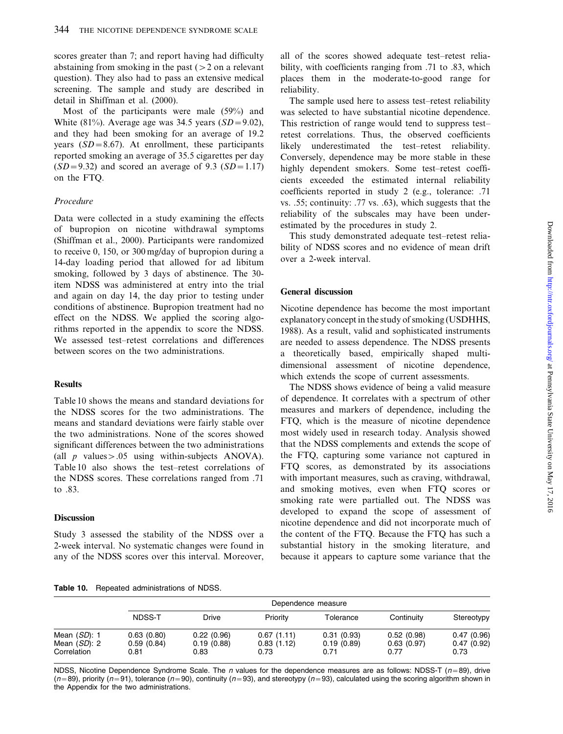scores greater than 7; and report having had difficulty abstaining from smoking in the past ($>2$ on a relevant question). They also had to pass an extensive medical screening. The sample and study are described in detail in Shiffman et al. (2000).

Most of the participants were male (59%) and White (81%). Average age was 34.5 years ($SD=9.02$), and they had been smoking for an average of 19.2 years ($SD=8.67$). At enrollment, these participants reported smoking an average of 35.5 cigarettes per day ($SD=9.32$) and scored an average of 9.3 ($SD=1.17$) on the FTQ.

### *Procedure*

Data were collected in a study examining the effects of bupropion on nicotine withdrawal symptoms (Shiffman et al., 2000). Participants were randomized to receive 0, 150, or 300 mg/day of bupropion during a 14-day loading period that allowed for ad libitum smoking, followed by 3 days of abstinence. The 30-item NDSS was administered at entry into the trial and again on day 14, the day prior to testing under conditions of abstinence. Bupropion treatment had no effect on the NDSS. We applied the scoring algorithms reported in the appendix to score the NDSS. We assessed test–retest correlations and differences between scores on the two administrations.

## Results

Table 10 shows the means and standard deviations for the NDSS scores for the two administrations. The means and standard deviations were fairly stable over the two administrations. None of the scores showed significant differences between the two administrations (all $p$ values $>.05$ using within-subjects ANOVA). Table 10 also shows the test–retest correlations of the NDSS scores. These correlations ranged from .71 to .83.

## Discussion

Study 3 assessed the stability of the NDSS over a 2-week interval. No systematic changes were found in any of the NDSS scores over this interval. Moreover, all of the scores showed adequate test–retest reliability, with coefficients ranging from .71 to .83, which places them in the moderate-to-good range for reliability.

The sample used here to assess test–retest reliability was selected to have substantial nicotine dependence. This restriction of range would tend to suppress test–retest correlations. Thus, the observed coefficients likely underestimated the test–retest reliability. Conversely, dependence may be more stable in these highly dependent smokers. Some test–retest coefficients exceeded the estimated internal reliability coefficients reported in study 2 (e.g., tolerance: .71 vs. .55; continuity: .77 vs. .63), which suggests that the reliability of the subscales may have been underestimated by the procedures in study 2.

This study demonstrated adequate test–retest reliability of NDSS scores and no evidence of mean drift over a 2-week interval.

## General discussion

Nicotine dependence has become the most important explanatory concept in the study of smoking (USDHHS, 1988). As a result, valid and sophisticated instruments are needed to assess dependence. The NDSS presents a theoretically based, empirically shaped multidimensional assessment of nicotine dependence, which extends the scope of current assessments.

The NDSS shows evidence of being a valid measure of dependence. It correlates with a spectrum of other measures and markers of dependence, including the FTQ, which is the measure of nicotine dependence most widely used in research today. Analysis showed that the NDSS complements and extends the scope of the FTQ, capturing some variance not captured in FTQ scores, as demonstrated by its associations with important measures, such as craving, withdrawal, and smoking motives, even when FTQ scores or smoking rate were partialled out. The NDSS was developed to expand the scope of assessment of nicotine dependence and did not incorporate much of the content of the FTQ. Because the FTQ has such a substantial history in the smoking literature, and because it appears to capture some variance that the

**Table 10.** Repeated administrations of NDSS.

| | Dependence measure | | | | | |
|---|---|---|---|---|---|---|
| | NDSS-T | Drive | Priority | Tolerance | Continuity | Stereotypy |
| Mean (*SD*): 1 | 0.63 (0.80) | 0.22 (0.96) | 0.67 (1.11) | 0.31 (0.93) | 0.52 (0.98) | 0.47 (0.96) |
| Mean (*SD*): 2 | 0.59 (0.84) | 0.19 (0.88) | 0.83 (1.12) | 0.19 (0.89) | 0.63 (0.97) | 0.47 (0.92) |
| Correlation | 0.81 | 0.83 | 0.73 | 0.71 | 0.77 | 0.73 |

NDSS, Nicotine Dependence Syndrome Scale. The $n$ values for the dependence measures are as follows: NDSS-T ($n=89$), drive ($n=89$), priority ($n=91$), tolerance ($n=90$), continuity ($n=93$), and stereotypy ($n=93$), calculated using the scoring algorithm shown in the Appendix for the two administrations.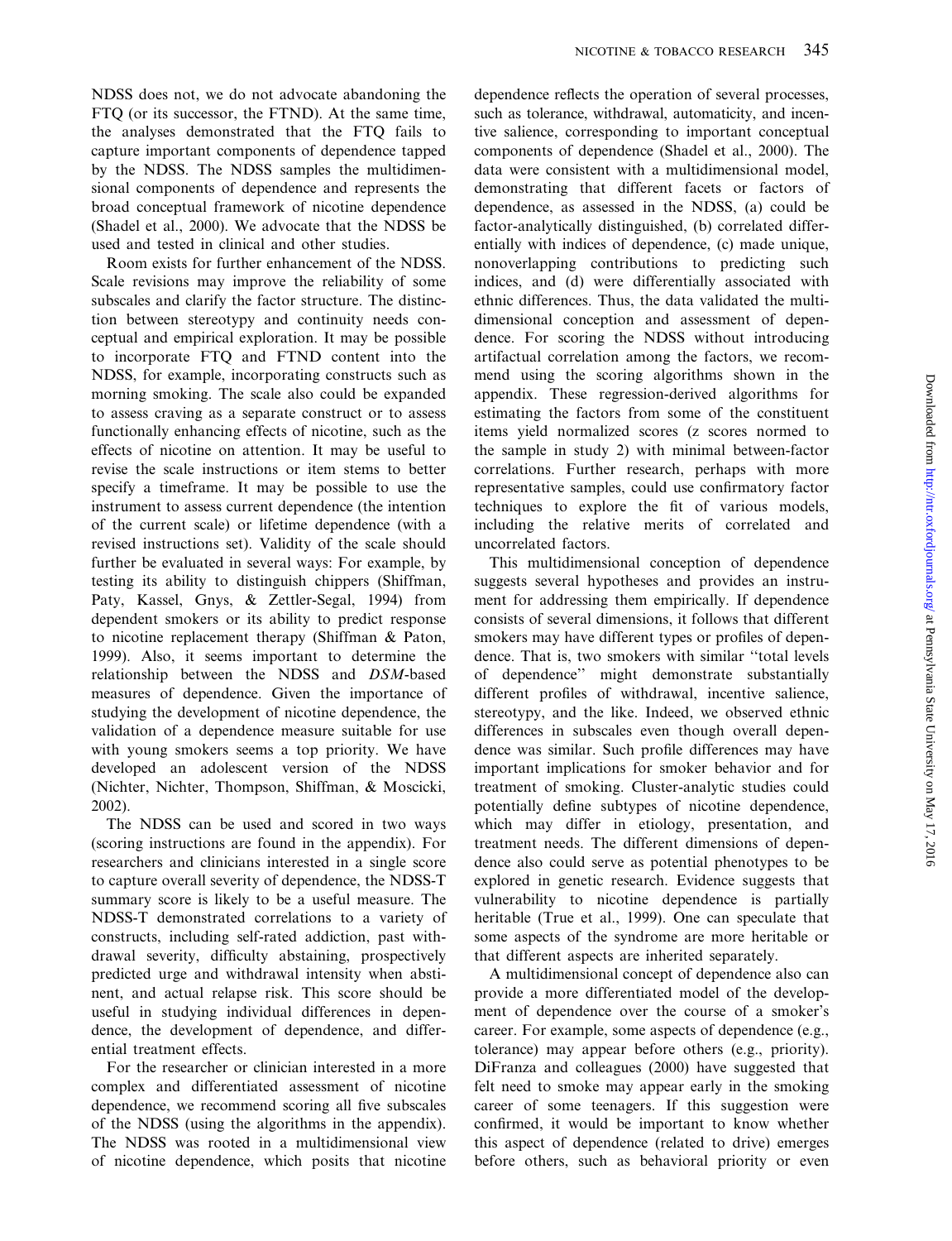NDSS does not, we do not advocate abandoning the FTQ (or its successor, the FTND). At the same time, the analyses demonstrated that the FTQ fails to capture important components of dependence tapped by the NDSS. The NDSS samples the multidimensional components of dependence and represents the broad conceptual framework of nicotine dependence (Shadel et al., 2000). We advocate that the NDSS be used and tested in clinical and other studies.

Room exists for further enhancement of the NDSS. Scale revisions may improve the reliability of some subscales and clarify the factor structure. The distinction between stereotypy and continuity needs conceptual and empirical exploration. It may be possible to incorporate FTQ and FTND content into the NDSS, for example, incorporating constructs such as morning smoking. The scale also could be expanded to assess craving as a separate construct or to assess functionally enhancing effects of nicotine, such as the effects of nicotine on attention. It may be useful to revise the scale instructions or item stems to better specify a timeframe. It may be possible to use the instrument to assess current dependence (the intention of the current scale) or lifetime dependence (with a revised instructions set). Validity of the scale should further be evaluated in several ways: For example, by testing its ability to distinguish chippers (Shiffman, Paty, Kassel, Gnys, & Zettler-Segal, 1994) from dependent smokers or its ability to predict response to nicotine replacement therapy (Shiffman & Paton, 1999). Also, it seems important to determine the relationship between the NDSS and *DSM*-based measures of dependence. Given the importance of studying the development of nicotine dependence, the validation of a dependence measure suitable for use with young smokers seems a top priority. We have developed an adolescent version of the NDSS (Nichter, Nichter, Thompson, Shiffman, & Moscicki, 2002).

The NDSS can be used and scored in two ways (scoring instructions are found in the appendix). For researchers and clinicians interested in a single score to capture overall severity of dependence, the NDSS-T summary score is likely to be a useful measure. The NDSS-T demonstrated correlations to a variety of constructs, including self-rated addiction, past withdrawal severity, difficulty abstaining, prospectively predicted urge and withdrawal intensity when abstinent, and actual relapse risk. This score should be useful in studying individual differences in dependence, the development of dependence, and differential treatment effects.

For the researcher or clinician interested in a more complex and differentiated assessment of nicotine dependence, we recommend scoring all five subscales of the NDSS (using the algorithms in the appendix). The NDSS was rooted in a multidimensional view of nicotine dependence, which posits that nicotine dependence reflects the operation of several processes, such as tolerance, withdrawal, automaticity, and incentive salience, corresponding to important conceptual components of dependence (Shadel et al., 2000). The data were consistent with a multidimensional model, demonstrating that different facets or factors of dependence, as assessed in the NDSS, (a) could be factor-analytically distinguished, (b) correlated differentially with indices of dependence, (c) made unique, nonoverlapping contributions to predicting such indices, and (d) were differentially associated with ethnic differences. Thus, the data validated the multidimensional conception and assessment of dependence. For scoring the NDSS without introducing artifactual correlation among the factors, we recommend using the scoring algorithms shown in the appendix. These regression-derived algorithms for estimating the factors from some of the constituent items yield normalized scores (z scores normed to the sample in study 2) with minimal between-factor correlations. Further research, perhaps with more representative samples, could use confirmatory factor techniques to explore the fit of various models, including the relative merits of correlated and uncorrelated factors.

This multidimensional conception of dependence suggests several hypotheses and provides an instrument for addressing them empirically. If dependence consists of several dimensions, it follows that different smokers may have different types or profiles of dependence. That is, two smokers with similar "total levels of dependence" might demonstrate substantially different profiles of withdrawal, incentive salience, stereotypy, and the like. Indeed, we observed ethnic differences in subscales even though overall dependence was similar. Such profile differences may have important implications for smoker behavior and for treatment of smoking. Cluster-analytic studies could potentially define subtypes of nicotine dependence, which may differ in etiology, presentation, and treatment needs. The different dimensions of dependence also could serve as potential phenotypes to be explored in genetic research. Evidence suggests that vulnerability to nicotine dependence is partially heritable (True et al., 1999). One can speculate that some aspects of the syndrome are more heritable or that different aspects are inherited separately.

A multidimensional concept of dependence also can provide a more differentiated model of the development of dependence over the course of a smoker's career. For example, some aspects of dependence (e.g., tolerance) may appear before others (e.g., priority). DiFranza and colleagues (2000) have suggested that felt need to smoke may appear early in the smoking career of some teenagers. If this suggestion were confirmed, it would be important to know whether this aspect of dependence (related to drive) emerges before others, such as behavioral priority or even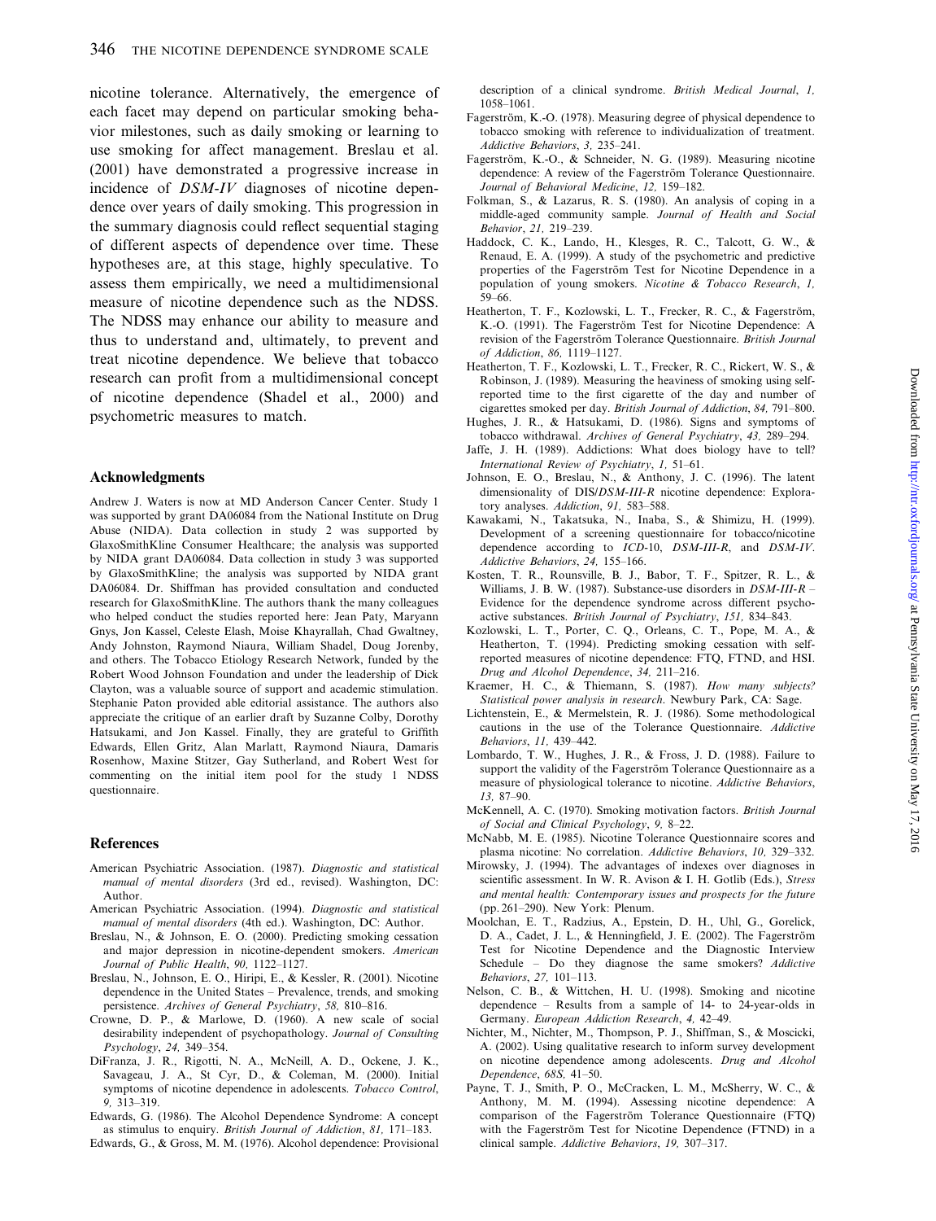nicotine tolerance. Alternatively, the emergence of each facet may depend on particular smoking behavior milestones, such as daily smoking or learning to use smoking for affect management. Breslau et al. (2001) have demonstrated a progressive increase in incidence of *DSM-IV* diagnoses of nicotine dependence over years of daily smoking. This progression in the summary diagnosis could reflect sequential staging of different aspects of dependence over time. These hypotheses are, at this stage, highly speculative. To assess them empirically, we need a multidimensional measure of nicotine dependence such as the NDSS. The NDSS may enhance our ability to measure and thus to understand and, ultimately, to prevent and treat nicotine dependence. We believe that tobacco research can profit from a multidimensional concept of nicotine dependence (Shadel et al., 2000) and psychometric measures to match.

## Acknowledgments

Andrew J. Waters is now at MD Anderson Cancer Center. Study 1 was supported by grant DA06084 from the National Institute on Drug Abuse (NIDA). Data collection in study 2 was supported by GlaxoSmithKline Consumer Healthcare; the analysis was supported by NIDA grant DA06084. Data collection in study 3 was supported by GlaxoSmithKline; the analysis was supported by NIDA grant DA06084. Dr. Shiffman has provided consultation and conducted research for GlaxoSmithKline. The authors thank the many colleagues who helped conduct the studies reported here: Jean Paty, Maryann Gnys, Jon Kassel, Celeste Elash, Moise Khayrallah, Chad Gwaltney, Andy Johnston, Raymond Niaura, William Shadel, Doug Jorenby, and others. The Tobacco Etiology Research Network, funded by the Robert Wood Johnson Foundation and under the leadership of Dick Clayton, was a valuable source of support and academic stimulation. Stephanie Paton provided able editorial assistance. The authors also appreciate the critique of an earlier draft by Suzanne Colby, Dorothy Hatsukami, and Jon Kassel. Finally, they are grateful to Griffith Edwards, Ellen Gritz, Alan Marlatt, Raymond Niaura, Damaris Rosenhow, Maxine Stitzer, Gay Sutherland, and Robert West for commenting on the initial item pool for the study 1 NDSS questionnaire.

## References

American Psychiatric Association. (1987). *Diagnostic and statistical manual of mental disorders* (3rd ed., revised). Washington, DC: Author.

American Psychiatric Association. (1994). *Diagnostic and statistical manual of mental disorders* (4th ed.). Washington, DC: Author.

Breslau, N., & Johnson, E. O. (2000). Predicting smoking cessation and major depression in nicotine-dependent smokers. *American Journal of Public Health*, *90,* 1122–1127.

Breslau, N., Johnson, E. O., Hiripi, E., & Kessler, R. (2001). Nicotine dependence in the United States – Prevalence, trends, and smoking persistence. *Archives of General Psychiatry*, *58,* 810–816.

Crowne, D. P., & Marlowe, D. (1960). A new scale of social desirability independent of psychopathology. *Journal of Consulting Psychology*, *24,* 349–354.

DiFranza, J. R., Rigotti, N. A., McNeill, A. D., Ockene, J. K., Savageau, J. A., St Cyr, D., & Coleman, M. (2000). Initial symptoms of nicotine dependence in adolescents. *Tobacco Control*, *9,* 313–319.

Edwards, G. (1986). The Alcohol Dependence Syndrome: A concept as stimulus to enquiry. *British Journal of Addiction*, *81,* 171–183.

Edwards, G., & Gross, M. M. (1976). Alcohol dependence: Provisional description of a clinical syndrome. *British Medical Journal*, *1,* 1058–1061.

Fagerström, K.-O. (1978). Measuring degree of physical dependence to tobacco smoking with reference to individualization of treatment. *Addictive Behaviors*, *3,* 235–241.

Fagerström, K.-O., & Schneider, N. G. (1989). Measuring nicotine dependence: A review of the Fagerström Tolerance Questionnaire. *Journal of Behavioral Medicine*, *12,* 159–182.

Folkman, S., & Lazarus, R. S. (1980). An analysis of coping in a middle-aged community sample. *Journal of Health and Social Behavior*, *21,* 219–239.

Haddock, C. K., Lando, H., Klesges, R. C., Talcott, G. W., & Renaud, E. A. (1999). A study of the psychometric and predictive properties of the Fagerström Test for Nicotine Dependence in a population of young smokers. *Nicotine & Tobacco Research*, *1,* 59–66.

Heatherton, T. F., Kozlowski, L. T., Frecker, R. C., & Fagerström, K.-O. (1991). The Fagerström Test for Nicotine Dependence: A revision of the Fagerström Tolerance Questionnaire. *British Journal of Addiction*, *86,* 1119–1127.

Heatherton, T. F., Kozlowski, L. T., Frecker, R. C., Rickert, W. S., & Robinson, J. (1989). Measuring the heaviness of smoking using self-reported time to the first cigarette of the day and number of cigarettes smoked per day. *British Journal of Addiction*, *84,* 791–800.

Hughes, J. R., & Hatsukami, D. (1986). Signs and symptoms of tobacco withdrawal. *Archives of General Psychiatry*, *43,* 289–294.

Jaffe, J. H. (1989). Addictions: What does biology have to tell? *International Review of Psychiatry*, *1,* 51–61.

Johnson, E. O., Breslau, N., & Anthony, J. C. (1996). The latent dimensionality of DIS/*DSM-III-R* nicotine dependence: Exploratory analyses. *Addiction*, *91,* 583–588.

Kawakami, N., Takatsuka, N., Inaba, S., & Shimizu, H. (1999). Development of a screening questionnaire for tobacco/nicotine dependence according to *ICD*-10, *DSM-III-R*, and *DSM-IV*. *Addictive Behaviors*, *24,* 155–166.

Kosten, T. R., Rounsville, B. J., Babor, T. F., Spitzer, R. L., & Williams, J. B. W. (1987). Substance-use disorders in *DSM-III-R* – Evidence for the dependence syndrome across different psychoactive substances. *British Journal of Psychiatry*, *151,* 834–843.

Kozlowski, L. T., Porter, C. Q., Orleans, C. T., Pope, M. A., & Heatherton, T. (1994). Predicting smoking cessation with self-reported measures of nicotine dependence: FTQ, FTND, and HSI. *Drug and Alcohol Dependence*, *34,* 211–216.

Kraemer, H. C., & Thiemann, S. (1987). *How many subjects? Statistical power analysis in research*. Newbury Park, CA: Sage.

Lichtenstein, E., & Mermelstein, R. J. (1986). Some methodological cautions in the use of the Tolerance Questionnaire. *Addictive Behaviors*, *11,* 439–442.

Lombardo, T. W., Hughes, J. R., & Fross, J. D. (1988). Failure to support the validity of the Fagerström Tolerance Questionnaire as a measure of physiological tolerance to nicotine. *Addictive Behaviors*, *13,* 87–90.

McKennell, A. C. (1970). Smoking motivation factors. *British Journal of Social and Clinical Psychology*, *9,* 8–22.

McNabb, M. E. (1985). Nicotine Tolerance Questionnaire scores and plasma nicotine: No correlation. *Addictive Behaviors*, *10,* 329–332.

Mirowsky, J. (1994). The advantages of indexes over diagnoses in scientific assessment. In W. R. Avison & I. H. Gotlib (Eds.), *Stress and mental health: Contemporary issues and prospects for the future* (pp. 261–290). New York: Plenum.

Moolchan, E. T., Radzius, A., Epstein, D. H., Uhl, G., Gorelick, D. A., Cadet, J. L., & Henningfield, J. E. (2002). The Fagerström Test for Nicotine Dependence and the Diagnostic Interview Schedule – Do they diagnose the same smokers? *Addictive Behaviors*, *27,* 101–113.

Nelson, C. B., & Wittchen, H. U. (1998). Smoking and nicotine dependence – Results from a sample of 14- to 24-year-olds in Germany. *European Addiction Research*, *4,* 42–49.

Nichter, M., Nichter, M., Thompson, P. J., Shiffman, S., & Moscicki, A. (2002). Using qualitative research to inform survey development on nicotine dependence among adolescents. *Drug and Alcohol Dependence*, *68S,* 41–50.

Payne, T. J., Smith, P. O., McCracken, L. M., McSherry, W. C., & Anthony, M. M. (1994). Assessing nicotine dependence: A comparison of the Fagerström Tolerance Questionnaire (FTQ) with the Fagerström Test for Nicotine Dependence (FTND) in a clinical sample. *Addictive Behaviors*, *19,* 307–317.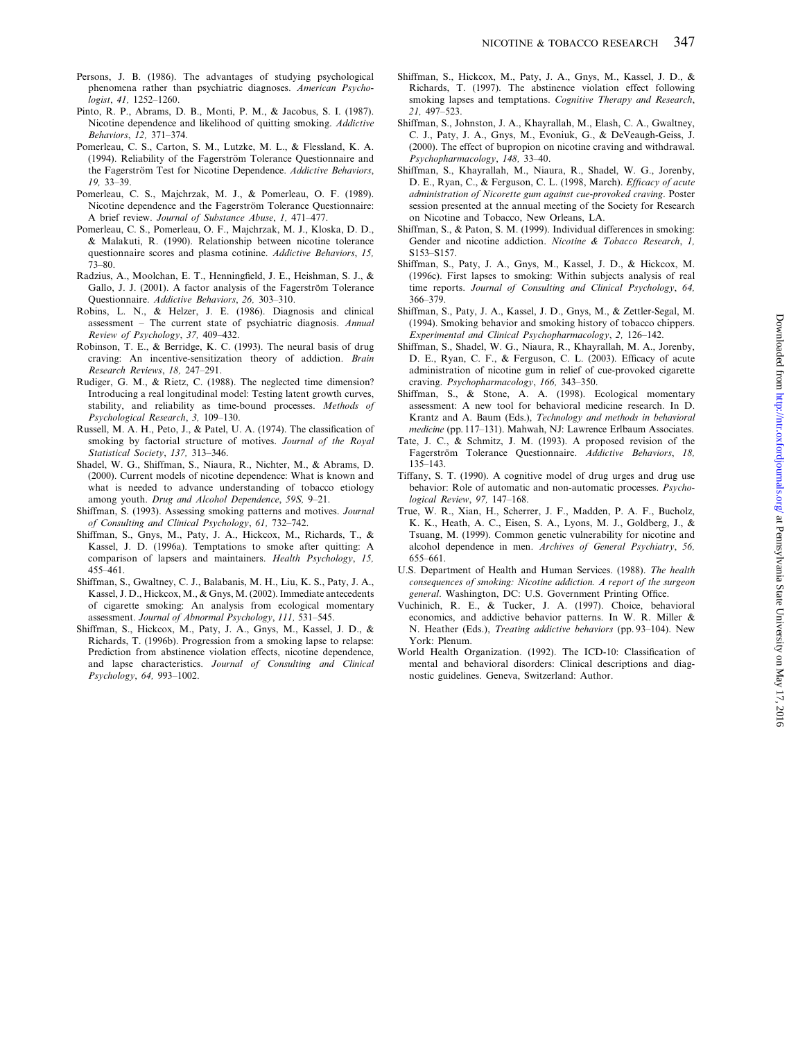Persons, J. B. (1986). The advantages of studying psychological phenomena rather than psychiatric diagnoses. *American Psychologist*, *41*, 1252–1260.

Pinto, R. P., Abrams, D. B., Monti, P. M., & Jacobus, S. I. (1987). Nicotine dependence and likelihood of quitting smoking. *Addictive Behaviors*, *12*, 371–374.

Pomerleau, C. S., Carton, S. M., Lutzke, M. L., & Flessland, K. A. (1994). Reliability of the Fagerström Tolerance Questionnaire and the Fagerström Test for Nicotine Dependence. *Addictive Behaviors*, *19*, 33–39.

Pomerleau, C. S., Majchrzak, M. J., & Pomerleau, O. F. (1989). Nicotine dependence and the Fagerström Tolerance Questionnaire: A brief review. *Journal of Substance Abuse*, *1*, 471–477.

Pomerleau, C. S., Pomerleau, O. F., Majchrzak, M. J., Kloska, D. D., & Malakuti, R. (1990). Relationship between nicotine tolerance questionnaire scores and plasma cotinine. *Addictive Behaviors*, *15*, 73–80.

Radzius, A., Moolchan, E. T., Henningfield, J. E., Heishman, S. J., & Gallo, J. J. (2001). A factor analysis of the Fagerström Tolerance Questionnaire. *Addictive Behaviors*, *26*, 303–310.

Robins, L. N., & Helzer, J. E. (1986). Diagnosis and clinical assessment – The current state of psychiatric diagnosis. *Annual Review of Psychology*, *37*, 409–432.

Robinson, T. E., & Berridge, K. C. (1993). The neural basis of drug craving: An incentive-sensitization theory of addiction. *Brain Research Reviews*, *18*, 247–291.

Rudiger, G. M., & Rietz, C. (1988). The neglected time dimension? Introducing a real longitudinal model: Testing latent growth curves, stability, and reliability as time-bound processes. *Methods of Psychological Research*, *3*, 109–130.

Russell, M. A. H., Peto, J., & Patel, U. A. (1974). The classification of smoking by factorial structure of motives. *Journal of the Royal Statistical Society*, *137*, 313–346.

Shadel, W. G., Shiffman, S., Niaura, R., Nichter, M., & Abrams, D. (2000). Current models of nicotine dependence: What is known and what is needed to advance understanding of tobacco etiology among youth. *Drug and Alcohol Dependence*, *59S*, 9–21.

Shiffman, S. (1993). Assessing smoking patterns and motives. *Journal of Consulting and Clinical Psychology*, *61*, 732–742.

Shiffman, S., Gnys, M., Paty, J. A., Hickcox, M., Richards, T., & Kassel, J. D. (1996a). Temptations to smoke after quitting: A comparison of lapsers and maintainers. *Health Psychology*, *15*, 455–461.

Shiffman, S., Gwaltney, C. J., Balabanis, M. H., Liu, K. S., Paty, J. A., Kassel, J. D., Hickcox, M., & Gnys, M. (2002). Immediate antecedents of cigarette smoking: An analysis from ecological momentary assessment. *Journal of Abnormal Psychology*, *111*, 531–545.

Shiffman, S., Hickcox, M., Paty, J. A., Gnys, M., Kassel, J. D., & Richards, T. (1996b). Progression from a smoking lapse to relapse: Prediction from abstinence violation effects, nicotine dependence, and lapse characteristics. *Journal of Consulting and Clinical Psychology*, *64*, 993–1002.

Shiffman, S., Hickcox, M., Paty, J. A., Gnys, M., Kassel, J. D., & Richards, T. (1997). The abstinence violation effect following smoking lapses and temptations. *Cognitive Therapy and Research*, *21*, 497–523.

Shiffman, S., Johnston, J. A., Khayrallah, M., Elash, C. A., Gwaltney, C. J., Paty, J. A., Gnys, M., Evoniuk, G., & DeVeaugh-Geiss, J. (2000). The effect of bupropion on nicotine craving and withdrawal. *Psychopharmacology*, *148*, 33–40.

Shiffman, S., Khayrallah, M., Niaura, R., Shadel, W. G., Jorenby, D. E., Ryan, C., & Ferguson, C. L. (1998, March). *Efficacy of acute administration of Nicorette gum against cue-provoked craving*. Poster session presented at the annual meeting of the Society for Research on Nicotine and Tobacco, New Orleans, LA.

Shiffman, S., & Paton, S. M. (1999). Individual differences in smoking: Gender and nicotine addiction. *Nicotine & Tobacco Research*, *1*, S153–S157.

Shiffman, S., Paty, J. A., Gnys, M., Kassel, J. D., & Hickcox, M. (1996c). First lapses to smoking: Within subjects analysis of real time reports. *Journal of Consulting and Clinical Psychology*, *64*, 366–379.

Shiffman, S., Paty, J. A., Kassel, J. D., Gnys, M., & Zettler-Segal, M. (1994). Smoking behavior and smoking history of tobacco chippers. *Experimental and Clinical Psychopharmacology*, *2*, 126–142.

Shiffman, S., Shadel, W. G., Niaura, R., Khayrallah, M. A., Jorenby, D. E., Ryan, C. F., & Ferguson, C. L. (2003). Efficacy of acute administration of nicotine gum in relief of cue-provoked cigarette craving. *Psychopharmacology*, *166*, 343–350.

Shiffman, S., & Stone, A. A. (1998). Ecological momentary assessment: A new tool for behavioral medicine research. In D. Krantz and A. Baum (Eds.), *Technology and methods in behavioral medicine* (pp. 117–131). Mahwah, NJ: Lawrence Erlbaum Associates.

Tate, J. C., & Schmitz, J. M. (1993). A proposed revision of the Fagerström Tolerance Questionnaire. *Addictive Behaviors*, *18*, 135–143.

Tiffany, S. T. (1990). A cognitive model of drug urges and drug use behavior: Role of automatic and non-automatic processes. *Psychological Review*, *97*, 147–168.

True, W. R., Xian, H., Scherrer, J. F., Madden, P. A. F., Bucholz, K. K., Heath, A. C., Eisen, S. A., Lyons, M. J., Goldberg, J., & Tsuang, M. (1999). Common genetic vulnerability for nicotine and alcohol dependence in men. *Archives of General Psychiatry*, *56*, 655–661.

U.S. Department of Health and Human Services. (1988). *The health consequences of smoking: Nicotine addiction. A report of the surgeon general*. Washington, DC: U.S. Government Printing Office.

Vuchinich, R. E., & Tucker, J. A. (1997). Choice, behavioral economics, and addictive behavior patterns. In W. R. Miller & N. Heather (Eds.), *Treating addictive behaviors* (pp. 93–104). New York: Plenum.

World Health Organization. (1992). The ICD-10: Classification of mental and behavioral disorders: Clinical descriptions and diagnostic guidelines. Geneva, Switzerland: Author.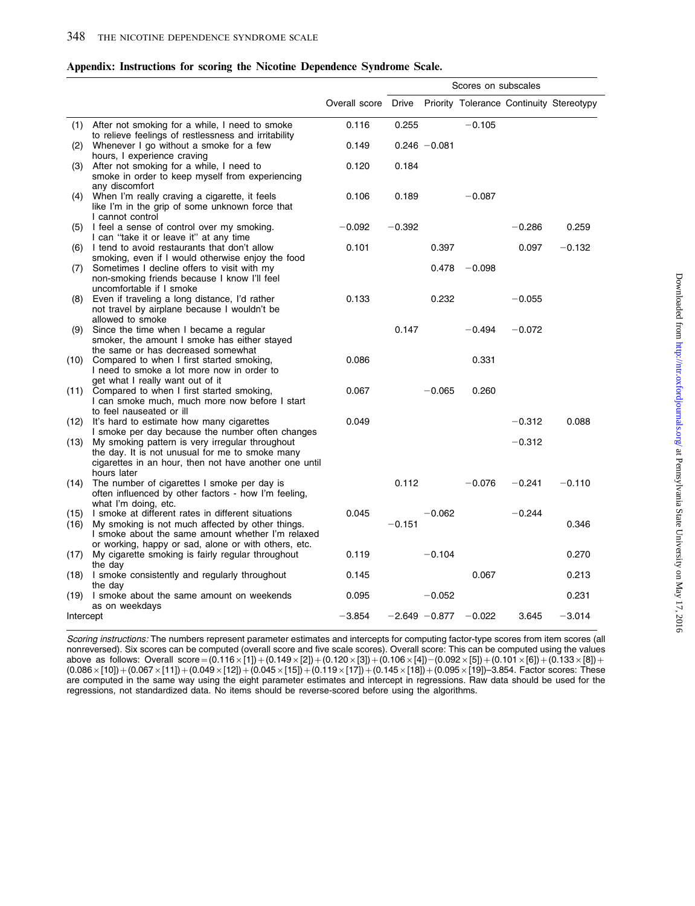**Appendix: Instructions for scoring the Nicotine Dependence Syndrome Scale.**

| | | | Scores on subscales | | | | |
|---|---|---|---|---|---|---|---|
| | | Overall score | Drive | Priority | Tolerance | Continuity | Stereotypy |
| (1) | After not smoking for a while, I need to smoke to relieve feelings of restlessness and irritability | 0.116 | 0.255 | | −0.105 | | |
| (2) | Whenever I go without a smoke for a few hours, I experience craving | 0.149 | 0.246 | −0.081 | | | |
| (3) | After not smoking for a while, I need to smoke in order to keep myself from experiencing any discomfort | 0.120 | 0.184 | | | | |
| (4) | When I'm really craving a cigarette, it feels like I'm in the grip of some unknown force that I cannot control | 0.106 | 0.189 | | −0.087 | | |
| (5) | I feel a sense of control over my smoking. I can "take it or leave it" at any time | −0.092 | −0.392 | | | −0.286 | 0.259 |
| (6) | I tend to avoid restaurants that don't allow smoking, even if I would otherwise enjoy the food | 0.101 | | 0.397 | | 0.097 | −0.132 |
| (7) | Sometimes I decline offers to visit with my non-smoking friends because I know I'll feel uncomfortable if I smoke | | | 0.478 | −0.098 | | |
| (8) | Even if traveling a long distance, I'd rather not travel by airplane because I wouldn't be allowed to smoke | 0.133 | | 0.232 | | −0.055 | |
| (9) | Since the time when I became a regular smoker, the amount I smoke has either stayed the same or has decreased somewhat | | 0.147 | | −0.494 | −0.072 | |
| (10) | Compared to when I first started smoking, I need to smoke a lot more now in order to get what I really want out of it | 0.086 | | | 0.331 | | |
| (11) | Compared to when I first started smoking, I can smoke much, much more now before I start to feel nauseated or ill | 0.067 | | −0.065 | 0.260 | | |
| (12) | It's hard to estimate how many cigarettes I smoke per day because the number often changes | 0.049 | | | | −0.312 | 0.088 |
| (13) | My smoking pattern is very irregular throughout the day. It is not unusual for me to smoke many cigarettes in an hour, then not have another one until hours later | | | | | −0.312 | |
| (14) | The number of cigarettes I smoke per day is often influenced by other factors - how I'm feeling, what I'm doing, etc. | | 0.112 | | −0.076 | −0.241 | −0.110 |
| (15) | I smoke at different rates in different situations | 0.045 | | −0.062 | | −0.244 | |
| (16) | My smoking is not much affected by other things. I smoke about the same amount whether I'm relaxed or working, happy or sad, alone or with others, etc. | | −0.151 | | | | 0.346 |
| (17) | My cigarette smoking is fairly regular throughout the day | 0.119 | | −0.104 | | | 0.270 |
| (18) | I smoke consistently and regularly throughout the day | 0.145 | | | 0.067 | | 0.213 |
| (19) | I smoke about the same amount on weekends as on weekdays | 0.095 | | −0.052 | | | 0.231 |
| Intercept | | −3.854 | −2.649 | −0.877 | −0.022 | 3.645 | −3.014 |

*Scoring instructions:* The numbers represent parameter estimates and intercepts for computing factor-type scores from item scores (all nonreversed). Six scores can be computed (overall score and five scale scores). Overall score: This can be computed using the values above as follows: Overall score = (0.116 × [1]) + (0.149 × [2]) + (0.120 × [3]) + (0.106 × [4]) − (0.092 × [5]) + (0.101 × [6]) + (0.133 × [8]) + (0.086 × [10]) + (0.067 × [11]) + (0.049 × [12]) + (0.045 × [15]) + (0.119 × [17]) + (0.145 × [18]) + (0.095 × [19]) − 3.854. Factor scores: These are computed in the same way using the eight parameter estimates and intercept in regressions. Raw data should be used for the regressions, not standardized data. No items should be reverse-scored before using the algorithms.